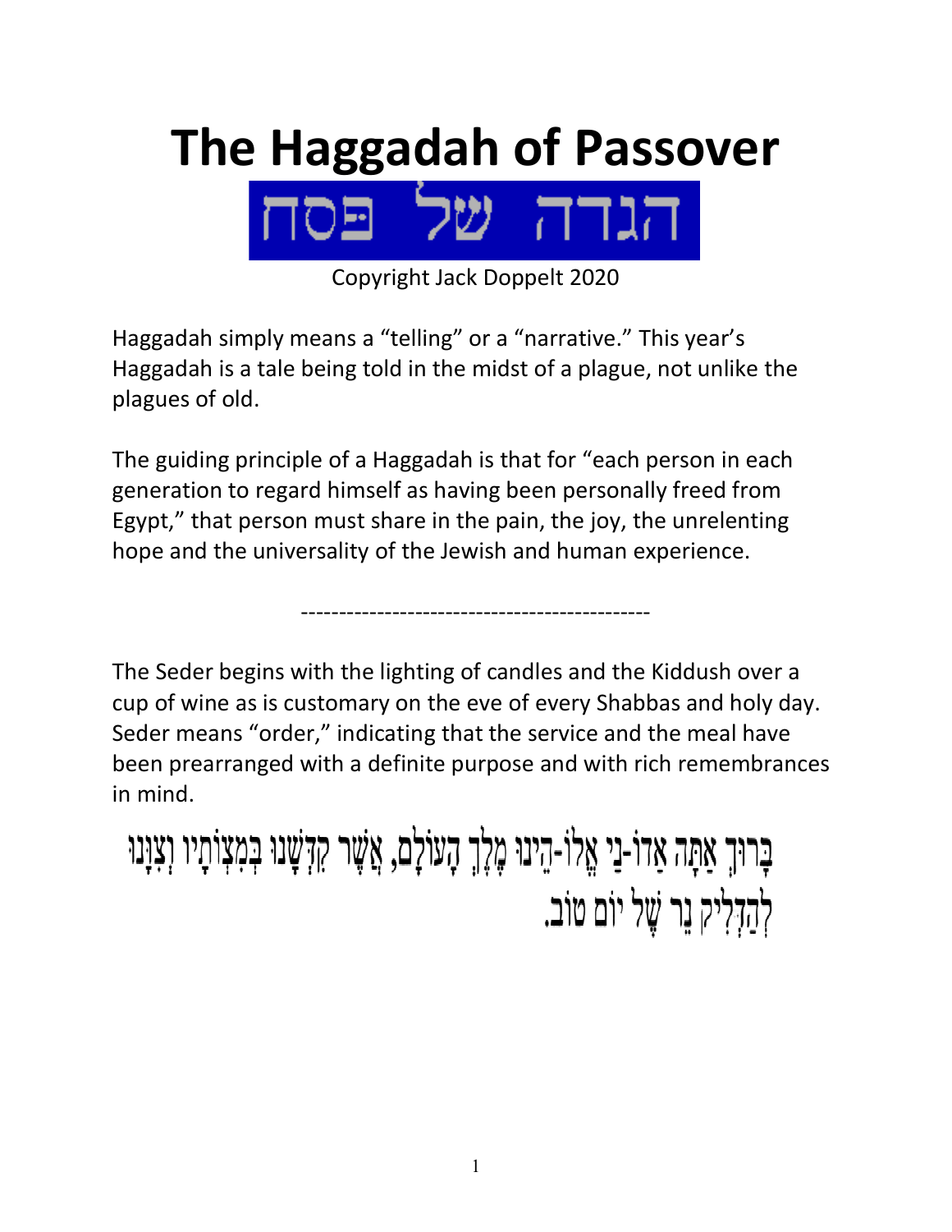# The Haggadah of Passover

הגדה של פסח

Copyright Jack Doppelt 2020

Haggadah simply means a "telling" or a "narrative." This year's Haggadah is a tale being told in the midst of a plague, not unlike the plagues of old.

The guiding principle of a Haggadah is that for "each person in each generation to regard himself as having been personally freed from Egypt," that person must share in the pain, the joy, the unrelenting hope and the universality of the Jewish and human experience.

---

The Seder begins with the lighting of candles and the Kiddush over a cup of wine as is customary on the eve of every Shabbas and holy day. Seder means "order," indicating that the service and the meal have been prearranged with a definite purpose and with rich remembrances in mind.

בָּרוּךְ אַתָּה אֲדוֹ-נַי אֱלוֹ-הֵינוּ מֶלֶךְ הָעוֹלָם, אֲשֶׁר קִדְּשָׁנוּ בְּמִצְוֹתָיו וְצִוָּנוּ לְהַדְלִיק נֵר שֶׁל יוֹם טוֹב.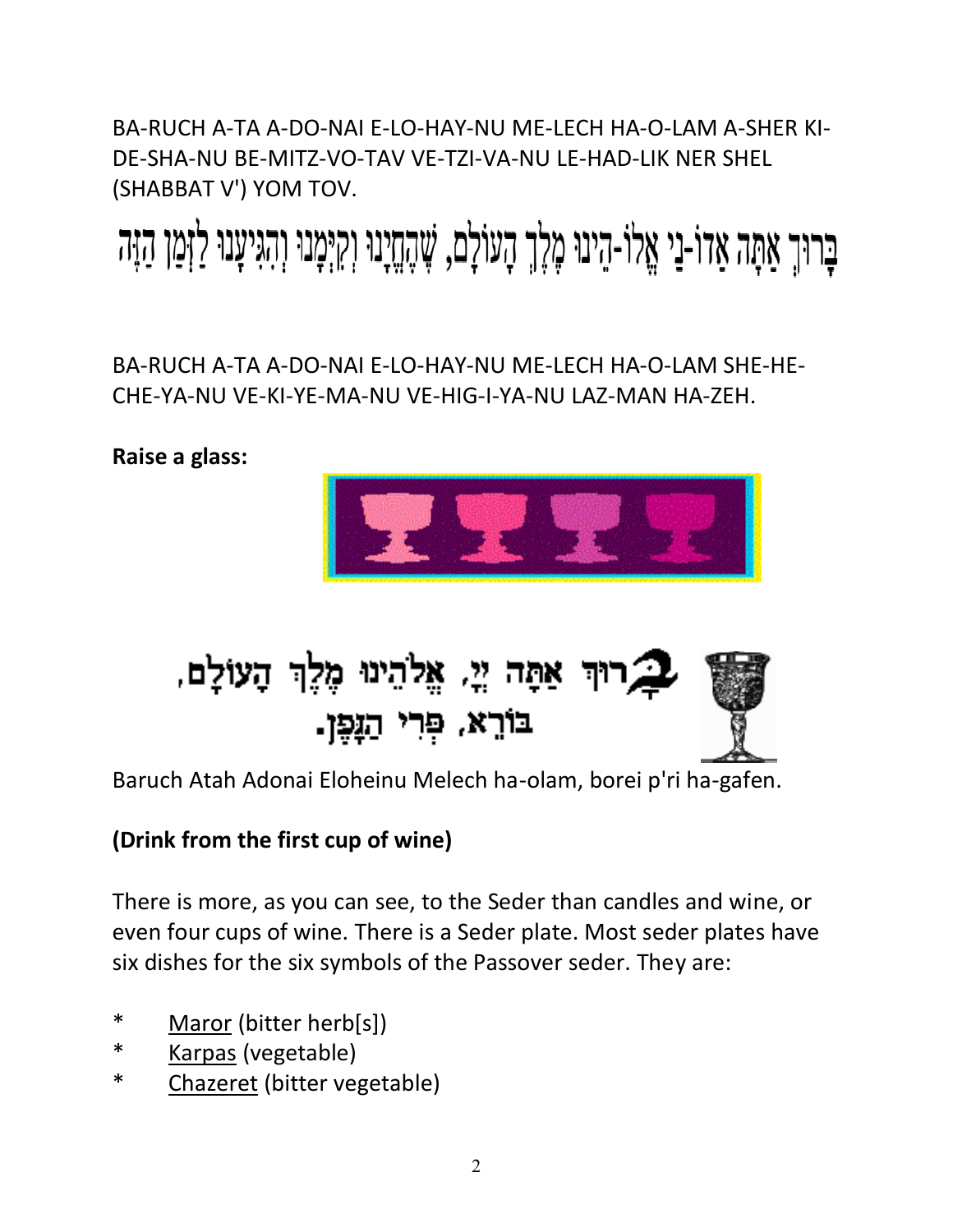BA-RUCH A-TA A-DO-NAI E-LO-HAY-NU ME-LECH HA-O-LAM A-SHER KI-DE-SHA-NU BE-MITZ-VO-TAV VE-TZI-VA-NU LE-HAD-LIK NER SHEL (SHABBAT V') YOM TOV.

בָּרוּךְ אַתָּה אֲדוֹ-נַי אֱלוֹ-הֵינוּ מֶלֶךְ הָעוֹלָם, שֶׁהֶחֱיָנוּ וְקִיְּמָנוּ וְהִגִּיעָנוּ לַזְּמַן הַזֶּה

BA-RUCH A-TA A-DO-NAI E-LO-HAY-NU ME-LECH HA-O-LAM SHE-HE-CHE-YA-NU VE-KI-YE-MA-NU VE-HIG-I-YA-NU LAZ-MAN HA-ZEH.

**Raise a glass:**

בָּרוּךְ אַתָּה יְיָ, אֱלֹהֵינוּ מֶלֶךְ הָעוֹלָם,
בּוֹרֵא, פְּרִי הַגָּפֶן.

Baruch Atah Adonai Eloheinu Melech ha-olam, borei p'ri ha-gafen.

**(Drink from the first cup of wine)**

There is more, as you can see, to the Seder than candles and wine, or even four cups of wine. There is a Seder plate. Most seder plates have six dishes for the six symbols of the Passover seder. They are:

* Maror (bitter herb[s])
* Karpas (vegetable)
* Chazeret (bitter vegetable)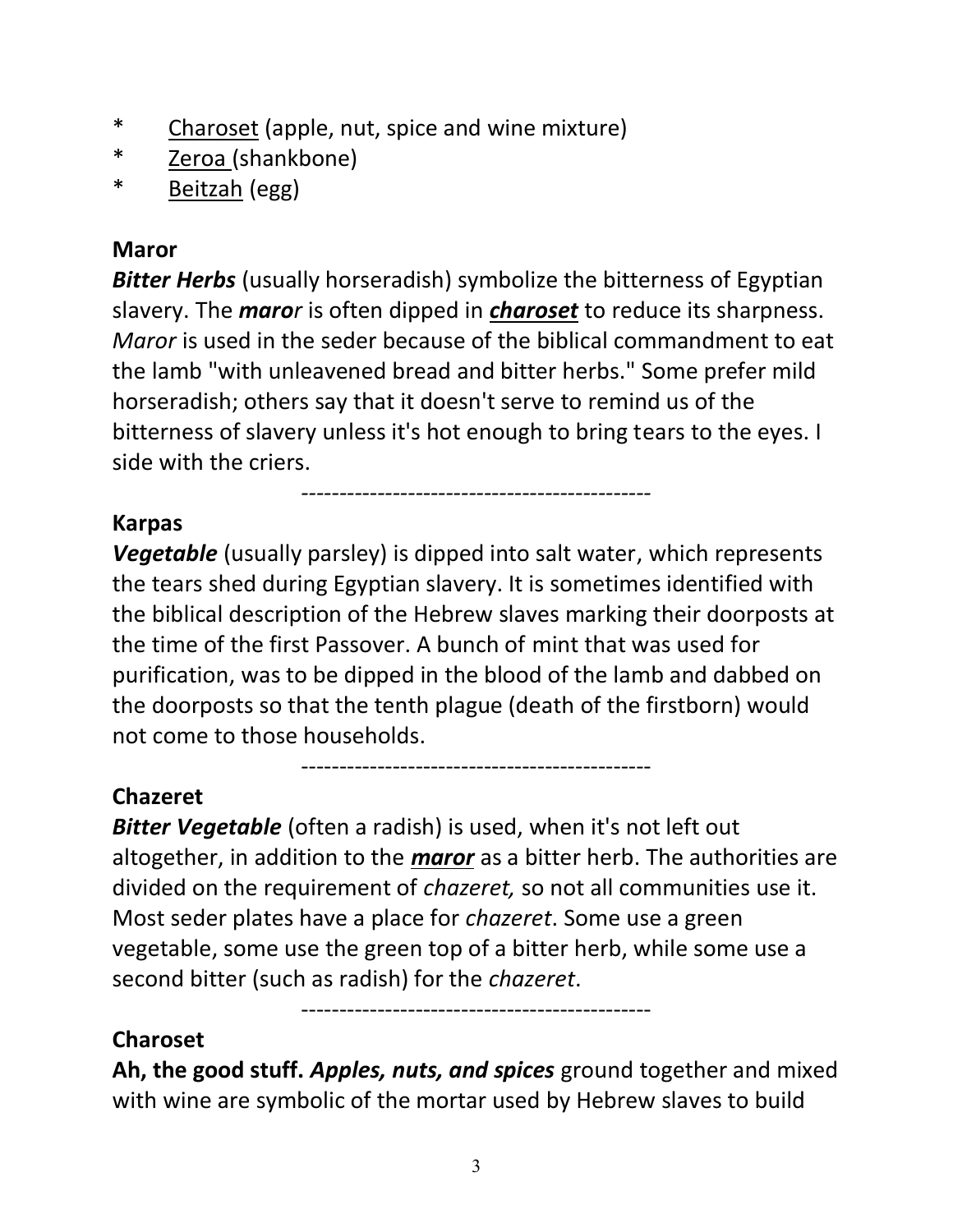* <u>Charoset</u> (apple, nut, spice and wine mixture)
* <u>Zeroa</u> (shankbone)
* <u>Beitzah</u> (egg)

**Maror**

***Bitter Herbs*** (usually horseradish) symbolize the bitterness of Egyptian slavery. The ***maror*** is often dipped in ***<u>charoset</u>*** to reduce its sharpness. *Maror* is used in the seder because of the biblical commandment to eat the lamb "with unleavened bread and bitter herbs." Some prefer mild horseradish; others say that it doesn't serve to remind us of the bitterness of slavery unless it's hot enough to bring tears to the eyes. I side with the criers.

----------------------------------------------

**Karpas**

***Vegetable*** (usually parsley) is dipped into salt water, which represents the tears shed during Egyptian slavery. It is sometimes identified with the biblical description of the Hebrew slaves marking their doorposts at the time of the first Passover. A bunch of mint that was used for purification, was to be dipped in the blood of the lamb and dabbed on the doorposts so that the tenth plague (death of the firstborn) would not come to those households.

----------------------------------------------

**Chazeret**

***Bitter Vegetable*** (often a radish) is used, when it's not left out altogether, in addition to the ***<u>maror</u>*** as a bitter herb. The authorities are divided on the requirement of *chazeret,* so not all communities use it. Most seder plates have a place for *chazeret*. Some use a green vegetable, some use the green top of a bitter herb, while some use a second bitter (such as radish) for the *chazeret*.

----------------------------------------------

**Charoset**

**Ah, the good stuff.** ***Apples, nuts, and spices*** ground together and mixed with wine are symbolic of the mortar used by Hebrew slaves to build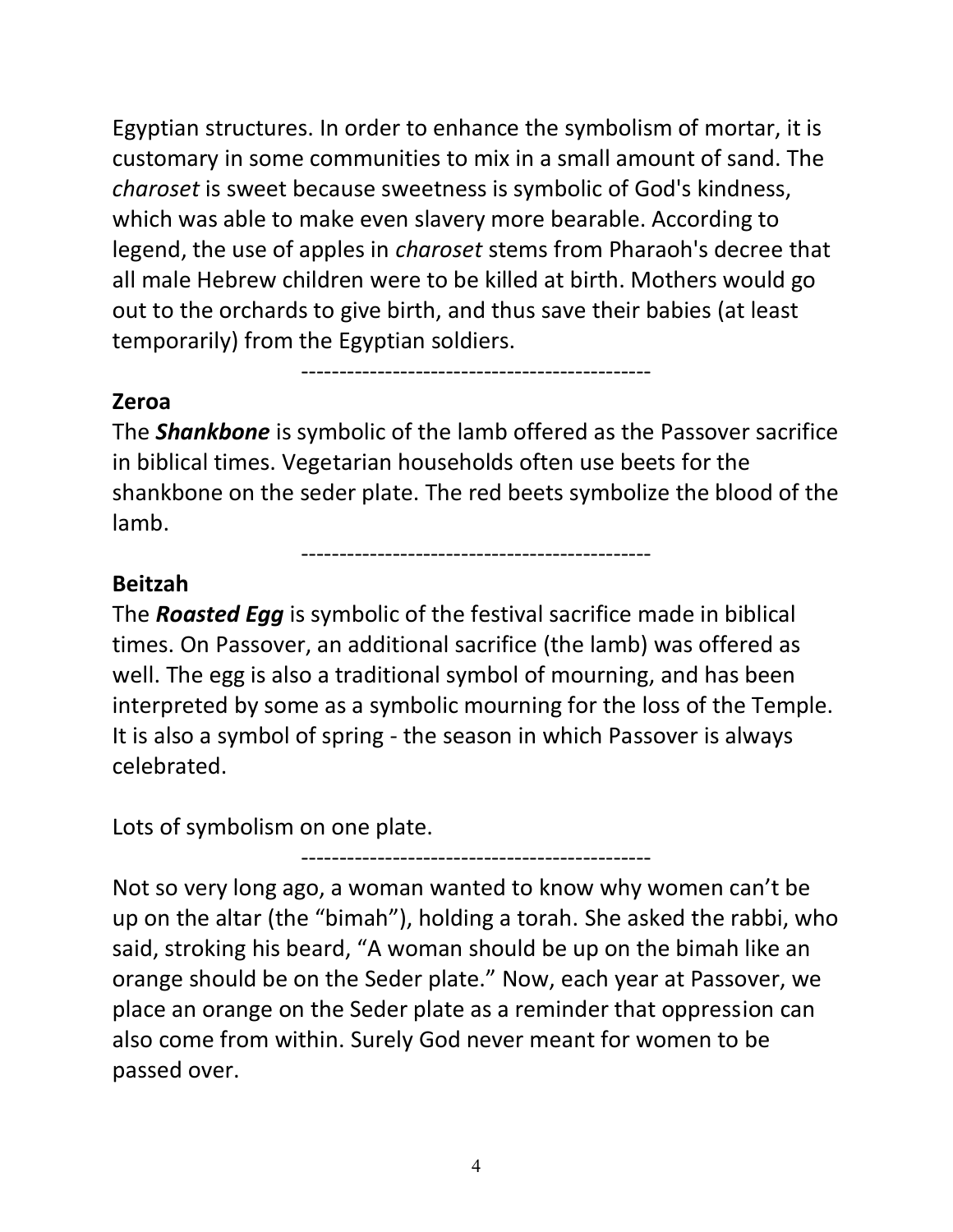Egyptian structures. In order to enhance the symbolism of mortar, it is customary in some communities to mix in a small amount of sand. The *charoset* is sweet because sweetness is symbolic of God's kindness, which was able to make even slavery more bearable. According to legend, the use of apples in *charoset* stems from Pharaoh's decree that all male Hebrew children were to be killed at birth. Mothers would go out to the orchards to give birth, and thus save their babies (at least temporarily) from the Egyptian soldiers.

---

**Zeroa**

The ***Shankbone*** is symbolic of the lamb offered as the Passover sacrifice in biblical times. Vegetarian households often use beets for the shankbone on the seder plate. The red beets symbolize the blood of the lamb.

---

**Beitzah**

The ***Roasted Egg*** is symbolic of the festival sacrifice made in biblical times. On Passover, an additional sacrifice (the lamb) was offered as well. The egg is also a traditional symbol of mourning, and has been interpreted by some as a symbolic mourning for the loss of the Temple. It is also a symbol of spring - the season in which Passover is always celebrated.

Lots of symbolism on one plate.

---

Not so very long ago, a woman wanted to know why women can't be up on the altar (the "bimah"), holding a torah. She asked the rabbi, who said, stroking his beard, "A woman should be up on the bimah like an orange should be on the Seder plate." Now, each year at Passover, we place an orange on the Seder plate as a reminder that oppression can also come from within. Surely God never meant for women to be passed over.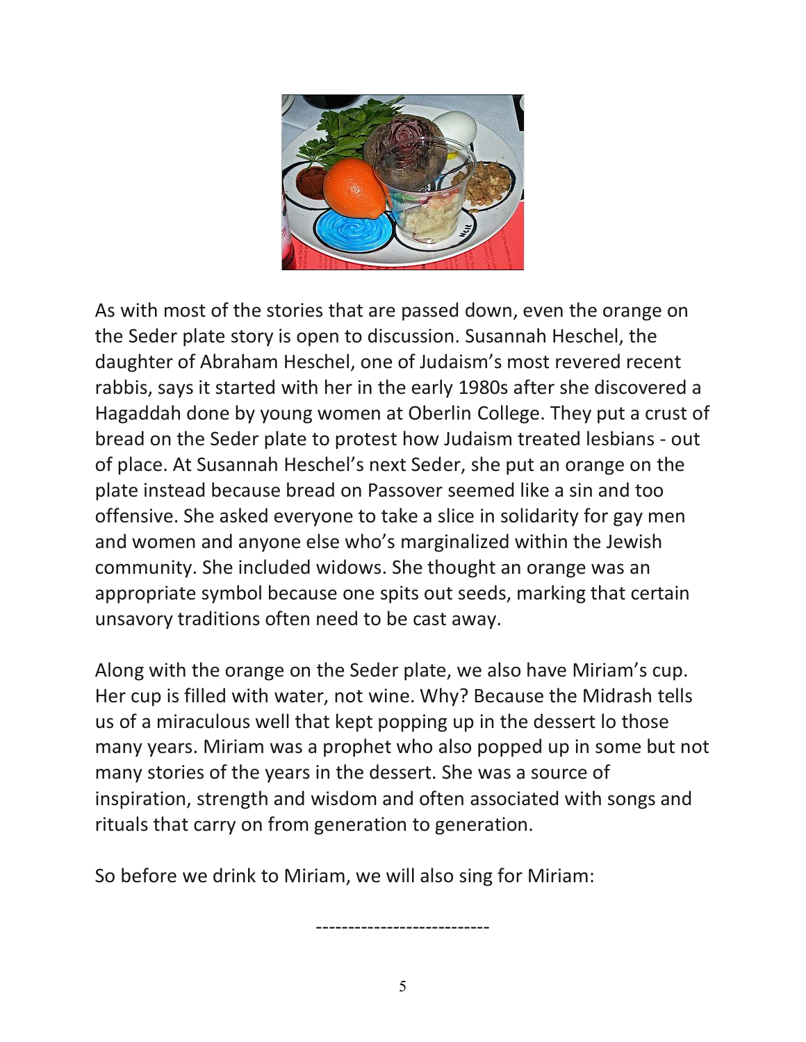As with most of the stories that are passed down, even the orange on the Seder plate story is open to discussion. Susannah Heschel, the daughter of Abraham Heschel, one of Judaism's most revered recent rabbis, says it started with her in the early 1980s after she discovered a Hagaddah done by young women at Oberlin College. They put a crust of bread on the Seder plate to protest how Judaism treated lesbians - out of place. At Susannah Heschel's next Seder, she put an orange on the plate instead because bread on Passover seemed like a sin and too offensive. She asked everyone to take a slice in solidarity for gay men and women and anyone else who's marginalized within the Jewish community. She included widows. She thought an orange was an appropriate symbol because one spits out seeds, marking that certain unsavory traditions often need to be cast away.

Along with the orange on the Seder plate, we also have Miriam's cup. Her cup is filled with water, not wine. Why? Because the Midrash tells us of a miraculous well that kept popping up in the dessert lo those many years. Miriam was a prophet who also popped up in some but not many stories of the years in the dessert. She was a source of inspiration, strength and wisdom and often associated with songs and rituals that carry on from generation to generation.

So before we drink to Miriam, we will also sing for Miriam:

---------------------------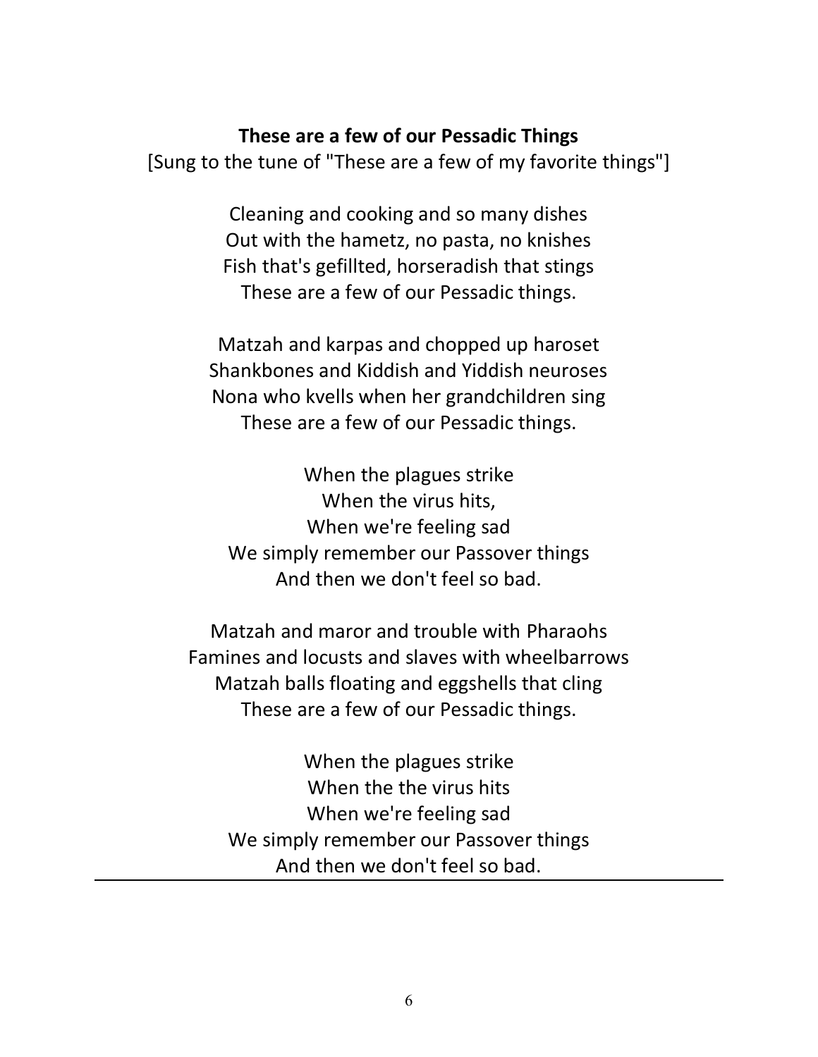**These are a few of our Pessadic Things**

[Sung to the tune of "These are a few of my favorite things"]

Cleaning and cooking and so many dishes
Out with the hametz, no pasta, no knishes
Fish that's gefillted, horseradish that stings
These are a few of our Pessadic things.

Matzah and karpas and chopped up haroset
Shankbones and Kiddish and Yiddish neuroses
Nona who kvells when her grandchildren sing
These are a few of our Pessadic things.

When the plagues strike
When the virus hits,
When we're feeling sad
We simply remember our Passover things
And then we don't feel so bad.

Matzah and maror and trouble with Pharaohs
Famines and locusts and slaves with wheelbarrows
Matzah balls floating and eggshells that cling
These are a few of our Pessadic things.

When the plagues strike
When the the virus hits
When we're feeling sad
We simply remember our Passover things
And then we don't feel so bad.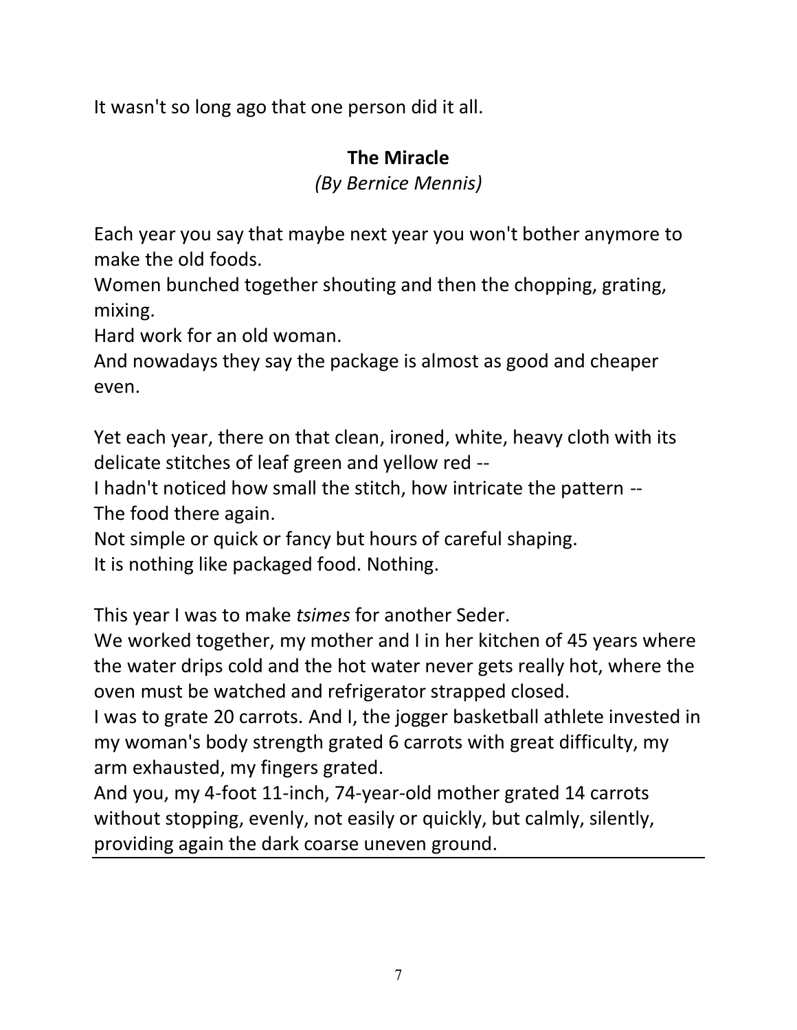It wasn't so long ago that one person did it all.

**The Miracle**

*(By Bernice Mennis)*

Each year you say that maybe next year you won't bother anymore to make the old foods.
Women bunched together shouting and then the chopping, grating, mixing.
Hard work for an old woman.
And nowadays they say the package is almost as good and cheaper even.

Yet each year, there on that clean, ironed, white, heavy cloth with its delicate stitches of leaf green and yellow red --
I hadn't noticed how small the stitch, how intricate the pattern --
The food there again.
Not simple or quick or fancy but hours of careful shaping.
It is nothing like packaged food. Nothing.

This year I was to make *tsimes* for another Seder.
We worked together, my mother and I in her kitchen of 45 years where the water drips cold and the hot water never gets really hot, where the oven must be watched and refrigerator strapped closed.
I was to grate 20 carrots. And I, the jogger basketball athlete invested in my woman's body strength grated 6 carrots with great difficulty, my arm exhausted, my fingers grated.
And you, my 4-foot 11-inch, 74-year-old mother grated 14 carrots without stopping, evenly, not easily or quickly, but calmly, silently, providing again the dark coarse uneven ground.

---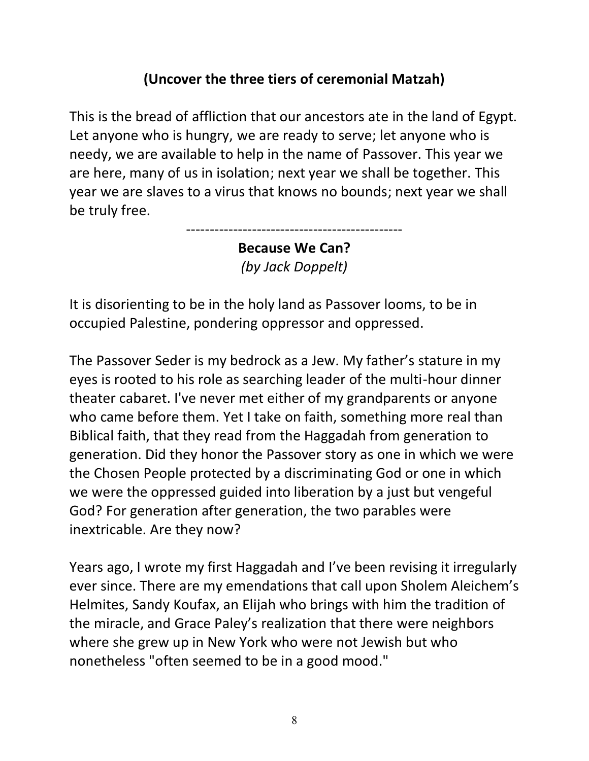**(Uncover the three tiers of ceremonial Matzah)**

This is the bread of affliction that our ancestors ate in the land of Egypt. Let anyone who is hungry, we are ready to serve; let anyone who is needy, we are available to help in the name of Passover. This year we are here, many of us in isolation; next year we shall be together. This year we are slaves to a virus that knows no bounds; next year we shall be truly free.

---

**Because We Can?**

*(by Jack Doppelt)*

It is disorienting to be in the holy land as Passover looms, to be in occupied Palestine, pondering oppressor and oppressed.

The Passover Seder is my bedrock as a Jew. My father's stature in my eyes is rooted to his role as searching leader of the multi-hour dinner theater cabaret. I've never met either of my grandparents or anyone who came before them. Yet I take on faith, something more real than Biblical faith, that they read from the Haggadah from generation to generation. Did they honor the Passover story as one in which we were the Chosen People protected by a discriminating God or one in which we were the oppressed guided into liberation by a just but vengeful God? For generation after generation, the two parables were inextricable. Are they now?

Years ago, I wrote my first Haggadah and I've been revising it irregularly ever since. There are my emendations that call upon Sholem Aleichem's Helmites, Sandy Koufax, an Elijah who brings with him the tradition of the miracle, and Grace Paley's realization that there were neighbors where she grew up in New York who were not Jewish but who nonetheless "often seemed to be in a good mood."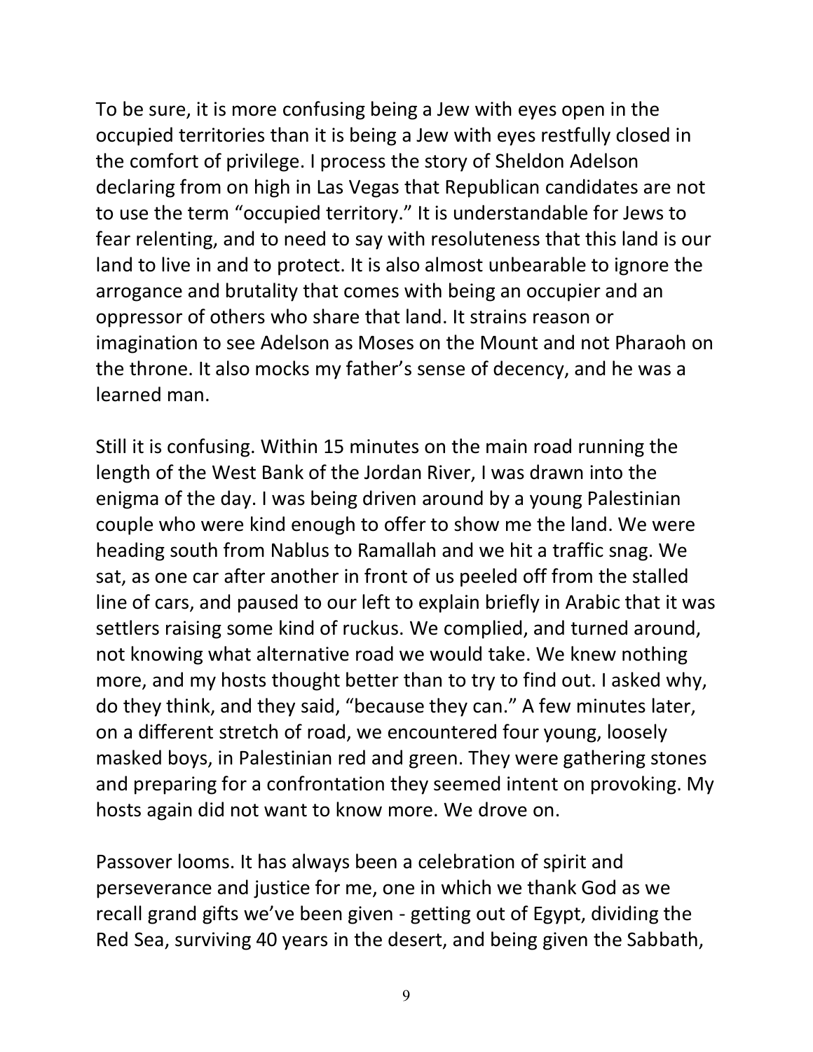To be sure, it is more confusing being a Jew with eyes open in the occupied territories than it is being a Jew with eyes restfully closed in the comfort of privilege. I process the story of Sheldon Adelson declaring from on high in Las Vegas that Republican candidates are not to use the term "occupied territory." It is understandable for Jews to fear relenting, and to need to say with resoluteness that this land is our land to live in and to protect. It is also almost unbearable to ignore the arrogance and brutality that comes with being an occupier and an oppressor of others who share that land. It strains reason or imagination to see Adelson as Moses on the Mount and not Pharaoh on the throne. It also mocks my father's sense of decency, and he was a learned man.

Still it is confusing. Within 15 minutes on the main road running the length of the West Bank of the Jordan River, I was drawn into the enigma of the day. I was being driven around by a young Palestinian couple who were kind enough to offer to show me the land. We were heading south from Nablus to Ramallah and we hit a traffic snag. We sat, as one car after another in front of us peeled off from the stalled line of cars, and paused to our left to explain briefly in Arabic that it was settlers raising some kind of ruckus. We complied, and turned around, not knowing what alternative road we would take. We knew nothing more, and my hosts thought better than to try to find out. I asked why, do they think, and they said, "because they can." A few minutes later, on a different stretch of road, we encountered four young, loosely masked boys, in Palestinian red and green. They were gathering stones and preparing for a confrontation they seemed intent on provoking. My hosts again did not want to know more. We drove on.

Passover looms. It has always been a celebration of spirit and perseverance and justice for me, one in which we thank God as we recall grand gifts we've been given - getting out of Egypt, dividing the Red Sea, surviving 40 years in the desert, and being given the Sabbath,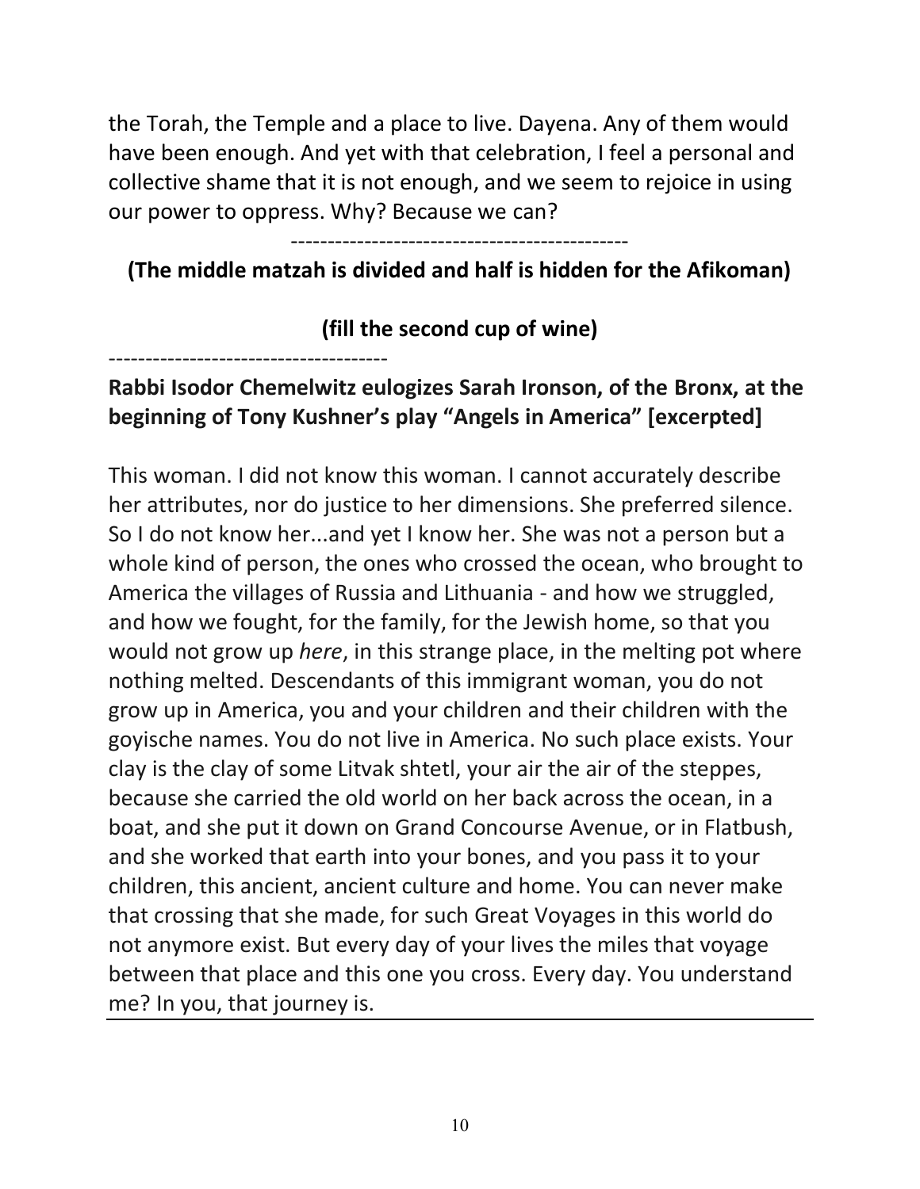the Torah, the Temple and a place to live. Dayena. Any of them would have been enough. And yet with that celebration, I feel a personal and collective shame that it is not enough, and we seem to rejoice in using our power to oppress. Why? Because we can?

---

**(The middle matzah is divided and half is hidden for the Afikoman)**

**(fill the second cup of wine)**

---

**Rabbi Isodor Chemelwitz eulogizes Sarah Ironson, of the Bronx, at the beginning of Tony Kushner's play "Angels in America" [excerpted]**

This woman. I did not know this woman. I cannot accurately describe her attributes, nor do justice to her dimensions. She preferred silence. So I do not know her...and yet I know her. She was not a person but a whole kind of person, the ones who crossed the ocean, who brought to America the villages of Russia and Lithuania - and how we struggled, and how we fought, for the family, for the Jewish home, so that you would not grow up *here*, in this strange place, in the melting pot where nothing melted. Descendants of this immigrant woman, you do not grow up in America, you and your children and their children with the goyische names. You do not live in America. No such place exists. Your clay is the clay of some Litvak shtetl, your air the air of the steppes, because she carried the old world on her back across the ocean, in a boat, and she put it down on Grand Concourse Avenue, or in Flatbush, and she worked that earth into your bones, and you pass it to your children, this ancient, ancient culture and home. You can never make that crossing that she made, for such Great Voyages in this world do not anymore exist. But every day of your lives the miles that voyage between that place and this one you cross. Every day. You understand me? In you, that journey is.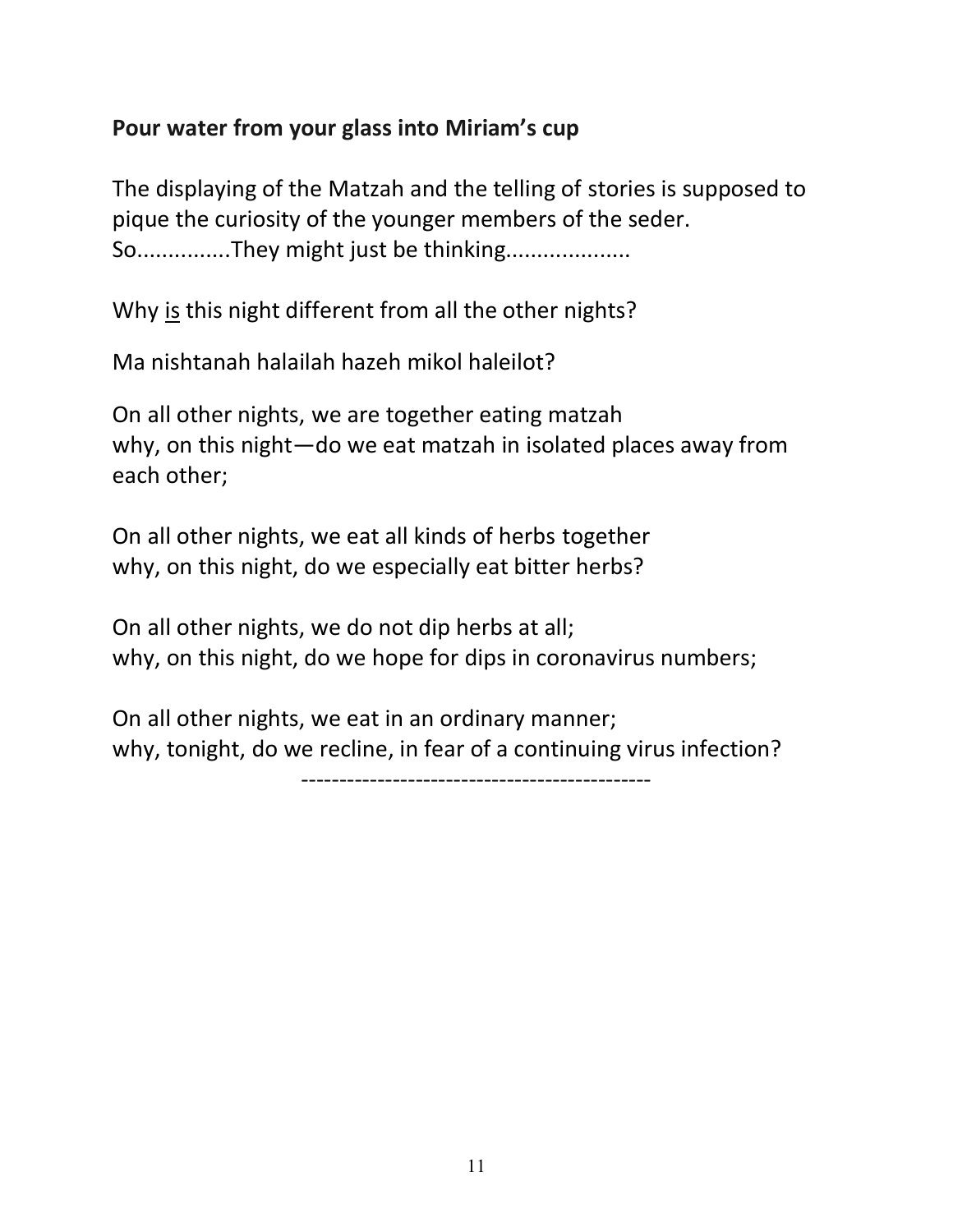**Pour water from your glass into Miriam's cup**

The displaying of the Matzah and the telling of stories is supposed to pique the curiosity of the younger members of the seder. So...............They might just be thinking...................

Why <u>is</u> this night different from all the other nights?

Ma nishtanah halailah hazeh mikol haleilot?

On all other nights, we are together eating matzah
why, on this night—do we eat matzah in isolated places away from each other;

On all other nights, we eat all kinds of herbs together
why, on this night, do we especially eat bitter herbs?

On all other nights, we do not dip herbs at all;
why, on this night, do we hope for dips in coronavirus numbers;

On all other nights, we eat in an ordinary manner;
why, tonight, do we recline, in fear of a continuing virus infection?

----------------------------------------------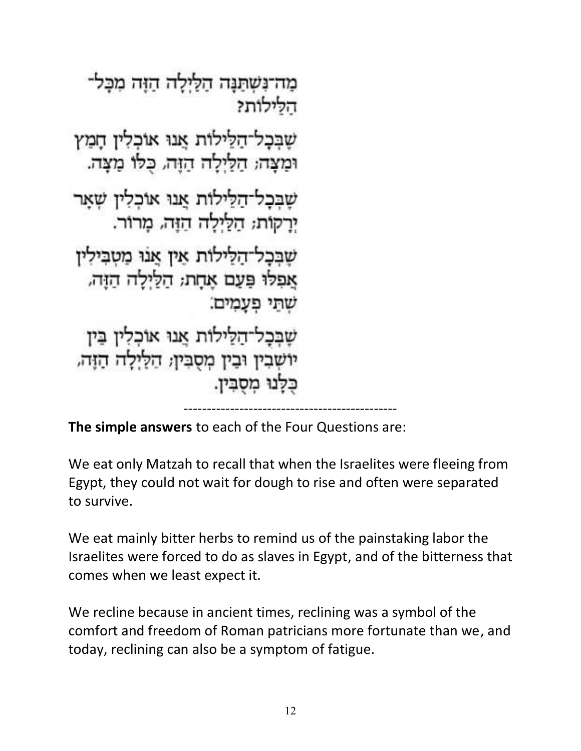מַה־נִּשְׁתַּנָּה הַלַּיְלָה הַזֶּה מִכָּל־הַלֵּילוֹת?

שֶׁבְּכָל־הַלֵּילוֹת אָנוּ אוֹכְלִין חָמֵץ וּמַצָּה; הַלַּיְלָה הַזֶּה, כֻּלּוֹ מַצָּה.

שֶׁבְּכָל־הַלֵּילוֹת אָנוּ אוֹכְלִין שְׁאָר יְרָקוֹת; הַלַּיְלָה הַזֶּה, מָרוֹר.

שֶׁבְּכָל־הַלֵּילוֹת אֵין אָנוּ מַטְבִּילִין אֲפִלּוּ פַּעַם אֶחָת; הַלַּיְלָה הַזֶּה, שְׁתֵּי פְעָמִים:

שֶׁבְּכָל־הַלֵּילוֹת אָנוּ אוֹכְלִין בֵּין יוֹשְׁבִין וּבֵין מְסֻבִּין; הַלַּיְלָה הַזֶּה, כֻּלָּנוּ מְסֻבִּין.

---

**The simple answers** to each of the Four Questions are:

We eat only Matzah to recall that when the Israelites were fleeing from Egypt, they could not wait for dough to rise and often were separated to survive.

We eat mainly bitter herbs to remind us of the painstaking labor the Israelites were forced to do as slaves in Egypt, and of the bitterness that comes when we least expect it.

We recline because in ancient times, reclining was a symbol of the comfort and freedom of Roman patricians more fortunate than we, and today, reclining can also be a symptom of fatigue.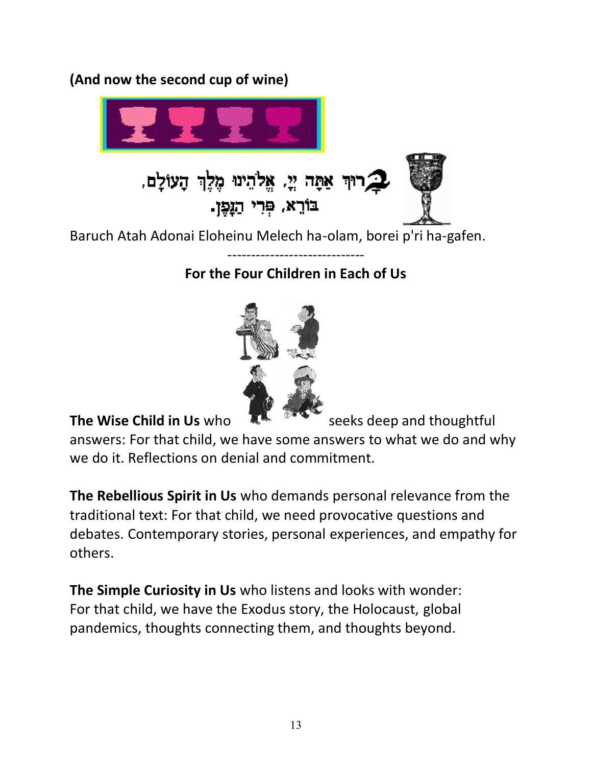**(And now the second cup of wine)**

בָּרוּךְ אַתָּה יְיָ, אֱלֹהֵינוּ מֶלֶךְ הָעוֹלָם,
בּוֹרֵא, פְּרִי הַגָּפֶן.

Baruch Atah Adonai Eloheinu Melech ha-olam, borei p'ri ha-gafen.

-----------------------------

**For the Four Children in Each of Us**

**The Wise Child in Us** who seeks deep and thoughtful answers: For that child, we have some answers to what we do and why we do it. Reflections on denial and commitment.

**The Rebellious Spirit in Us** who demands personal relevance from the traditional text: For that child, we need provocative questions and debates. Contemporary stories, personal experiences, and empathy for others.

**The Simple Curiosity in Us** who listens and looks with wonder: For that child, we have the Exodus story, the Holocaust, global pandemics, thoughts connecting them, and thoughts beyond.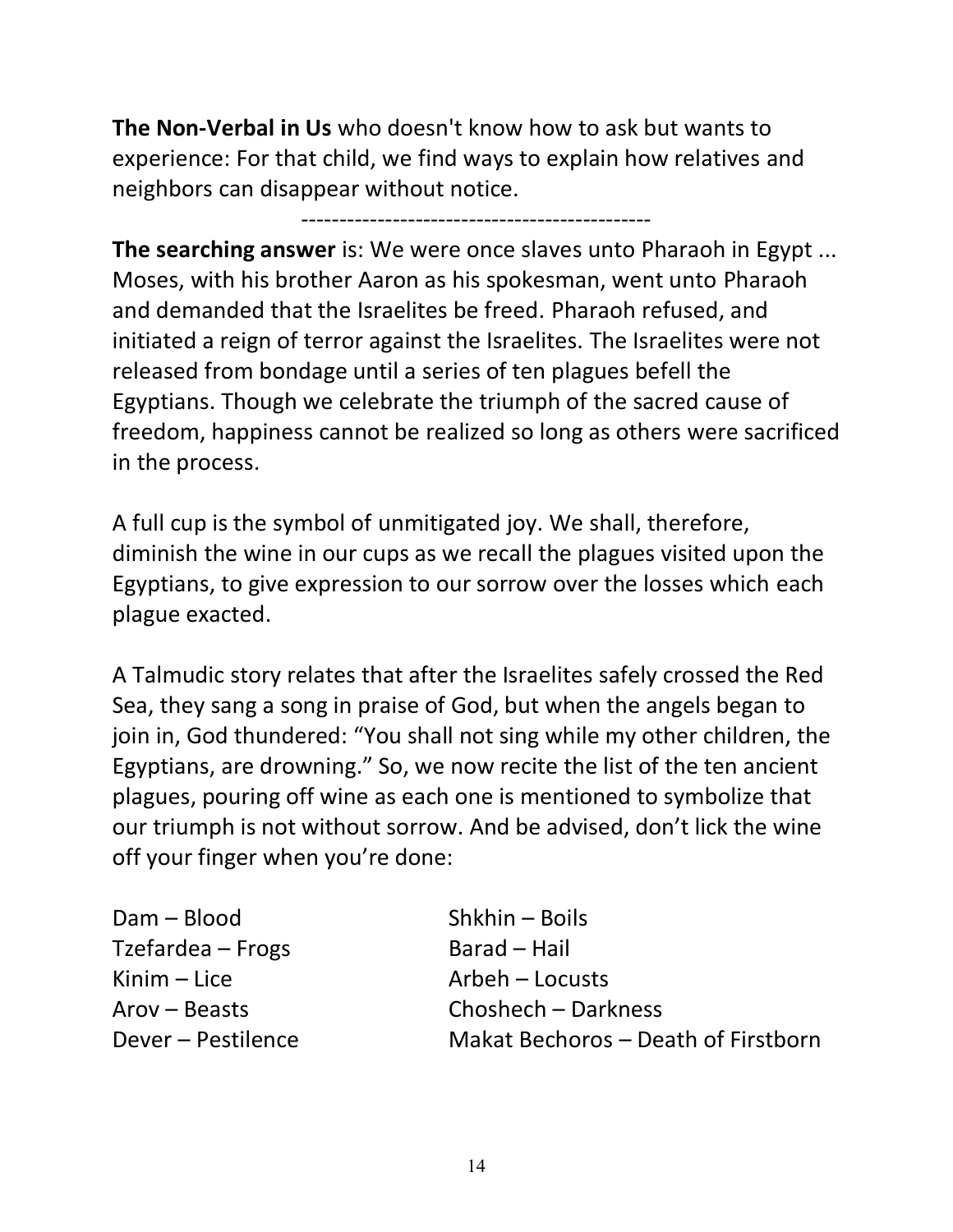**The Non-Verbal in Us** who doesn't know how to ask but wants to experience: For that child, we find ways to explain how relatives and neighbors can disappear without notice.

---

**The searching answer** is: We were once slaves unto Pharaoh in Egypt ... Moses, with his brother Aaron as his spokesman, went unto Pharaoh and demanded that the Israelites be freed. Pharaoh refused, and initiated a reign of terror against the Israelites. The Israelites were not released from bondage until a series of ten plagues befell the Egyptians. Though we celebrate the triumph of the sacred cause of freedom, happiness cannot be realized so long as others were sacrificed in the process.

A full cup is the symbol of unmitigated joy. We shall, therefore, diminish the wine in our cups as we recall the plagues visited upon the Egyptians, to give expression to our sorrow over the losses which each plague exacted.

A Talmudic story relates that after the Israelites safely crossed the Red Sea, they sang a song in praise of God, but when the angels began to join in, God thundered: “You shall not sing while my other children, the Egyptians, are drowning.” So, we now recite the list of the ten ancient plagues, pouring off wine as each one is mentioned to symbolize that our triumph is not without sorrow. And be advised, don’t lick the wine off your finger when you’re done:

Dam – Blood
Tzefardea – Frogs
Kinim – Lice
Arov – Beasts
Dever – Pestilence
Shkhin – Boils
Barad – Hail
Arbeh – Locusts
Choshech – Darkness
Makat Bechoros – Death of Firstborn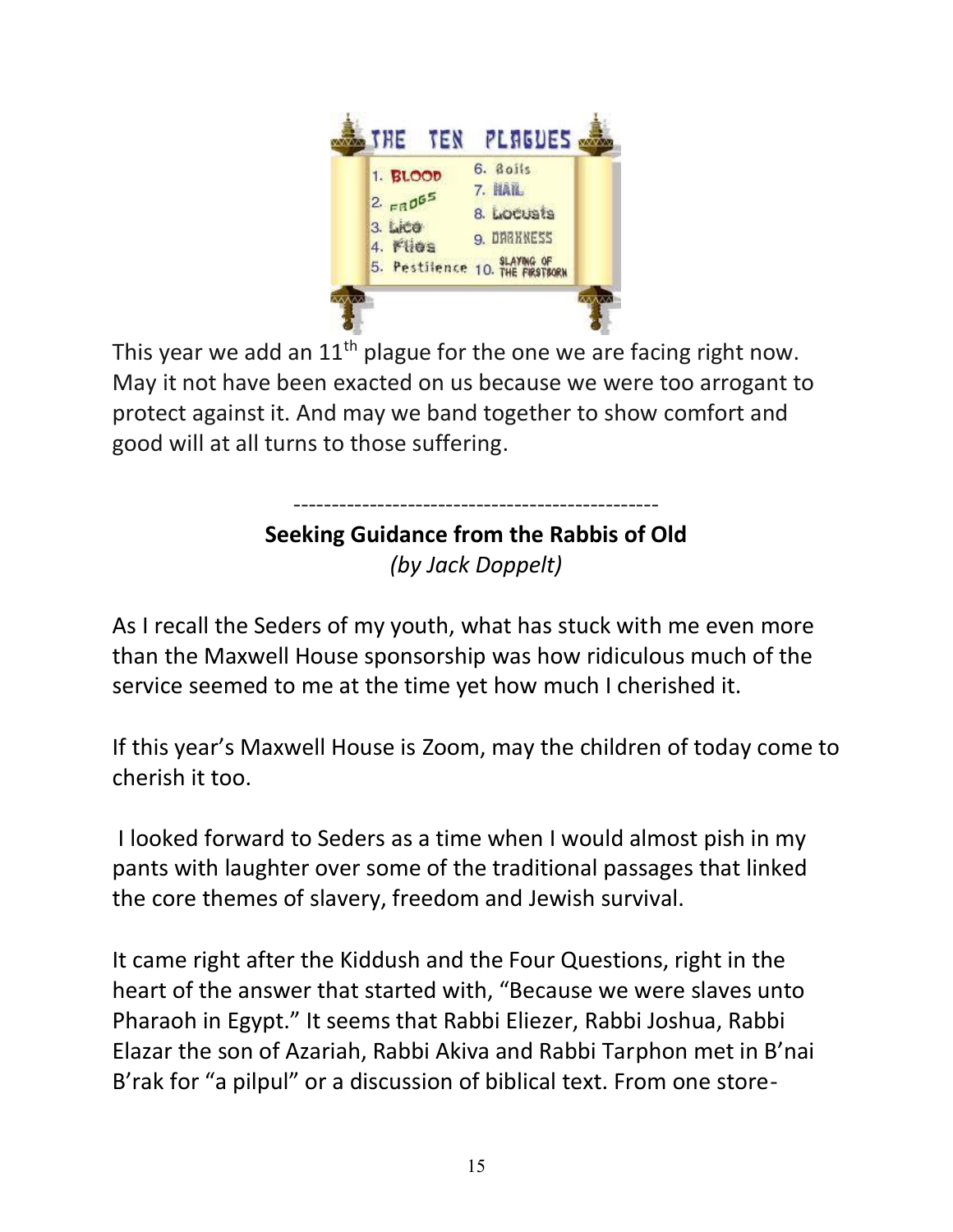THE TEN PLAGUES

1. BLOOD
2. FROGS
3. Lice
4. Flies
5. Pestilence
6. Boils
7. HAIL
8. Locusts
9. DARKNESS
10. SLAYING OF THE FIRSTBORN

This year we add an 11th plague for the one we are facing right now. May it not have been exacted on us because we were too arrogant to protect against it. And may we band together to show comfort and good will at all turns to those suffering.

------------------------------------------------

**Seeking Guidance from the Rabbis of Old**
*(by Jack Doppelt)*

As I recall the Seders of my youth, what has stuck with me even more than the Maxwell House sponsorship was how ridiculous much of the service seemed to me at the time yet how much I cherished it.

If this year's Maxwell House is Zoom, may the children of today come to cherish it too.

I looked forward to Seders as a time when I would almost pish in my pants with laughter over some of the traditional passages that linked the core themes of slavery, freedom and Jewish survival.

It came right after the Kiddush and the Four Questions, right in the heart of the answer that started with, "Because we were slaves unto Pharaoh in Egypt." It seems that Rabbi Eliezer, Rabbi Joshua, Rabbi Elazar the son of Azariah, Rabbi Akiva and Rabbi Tarphon met in B'nai B'rak for "a pilpul" or a discussion of biblical text. From one store-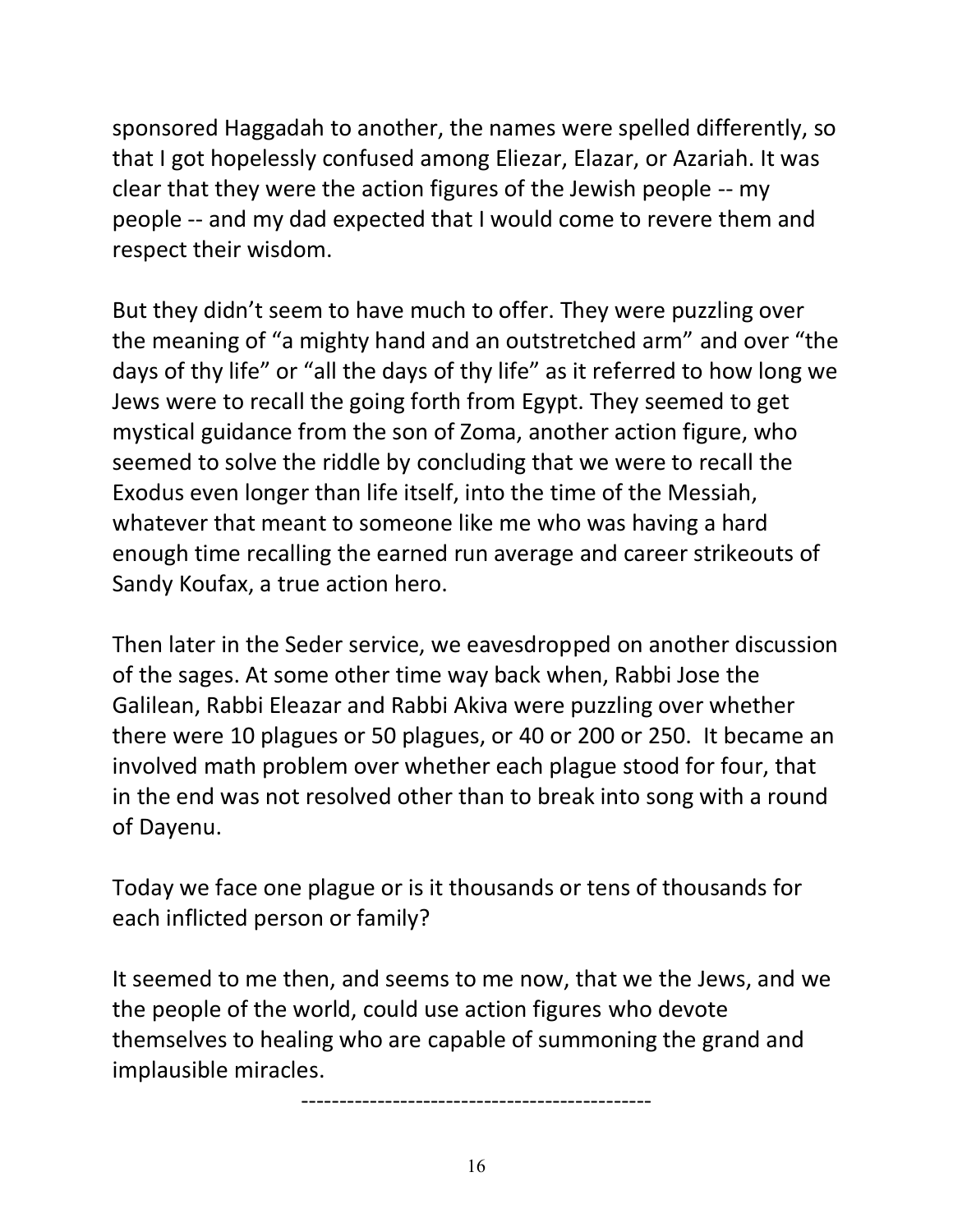sponsored Haggadah to another, the names were spelled differently, so that I got hopelessly confused among Eliezar, Elazar, or Azariah. It was clear that they were the action figures of the Jewish people -- my people -- and my dad expected that I would come to revere them and respect their wisdom.

But they didn't seem to have much to offer. They were puzzling over the meaning of "a mighty hand and an outstretched arm" and over "the days of thy life" or "all the days of thy life" as it referred to how long we Jews were to recall the going forth from Egypt. They seemed to get mystical guidance from the son of Zoma, another action figure, who seemed to solve the riddle by concluding that we were to recall the Exodus even longer than life itself, into the time of the Messiah, whatever that meant to someone like me who was having a hard enough time recalling the earned run average and career strikeouts of Sandy Koufax, a true action hero.

Then later in the Seder service, we eavesdropped on another discussion of the sages. At some other time way back when, Rabbi Jose the Galilean, Rabbi Eleazar and Rabbi Akiva were puzzling over whether there were 10 plagues or 50 plagues, or 40 or 200 or 250. It became an involved math problem over whether each plague stood for four, that in the end was not resolved other than to break into song with a round of Dayenu.

Today we face one plague or is it thousands or tens of thousands for each inflicted person or family?

It seemed to me then, and seems to me now, that we the Jews, and we the people of the world, could use action figures who devote themselves to healing who are capable of summoning the grand and implausible miracles.

---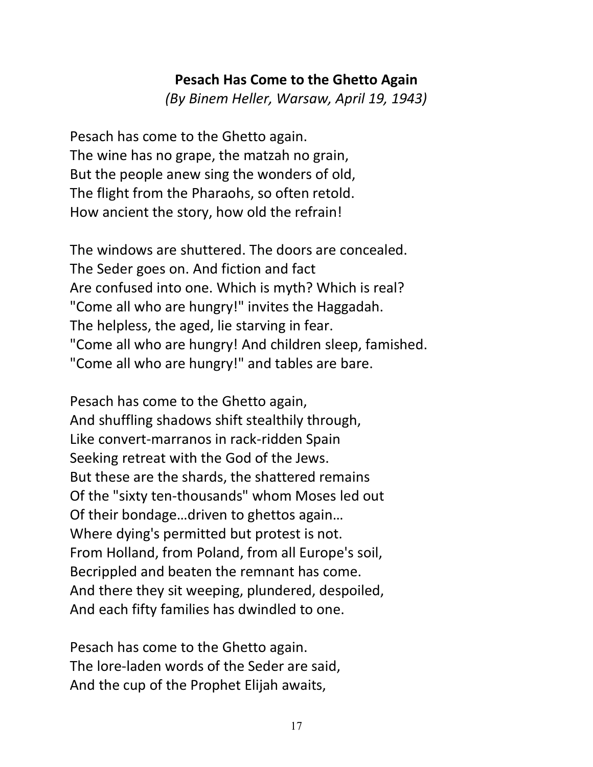**Pesach Has Come to the Ghetto Again**

*(By Binem Heller, Warsaw, April 19, 1943)*

Pesach has come to the Ghetto again.  
The wine has no grape, the matzah no grain,  
But the people anew sing the wonders of old,  
The flight from the Pharaohs, so often retold.  
How ancient the story, how old the refrain!

The windows are shuttered. The doors are concealed.  
The Seder goes on. And fiction and fact  
Are confused into one. Which is myth? Which is real?  
"Come all who are hungry!" invites the Haggadah.  
The helpless, the aged, lie starving in fear.  
"Come all who are hungry! And children sleep, famished.  
"Come all who are hungry!" and tables are bare.

Pesach has come to the Ghetto again,  
And shuffling shadows shift stealthily through,  
Like convert-marranos in rack-ridden Spain  
Seeking retreat with the God of the Jews.  
But these are the shards, the shattered remains  
Of the "sixty ten-thousands" whom Moses led out  
Of their bondage…driven to ghettos again…  
Where dying's permitted but protest is not.  
From Holland, from Poland, from all Europe's soil,  
Becrippled and beaten the remnant has come.  
And there they sit weeping, plundered, despoiled,  
And each fifty families has dwindled to one.

Pesach has come to the Ghetto again.  
The lore-laden words of the Seder are said,  
And the cup of the Prophet Elijah awaits,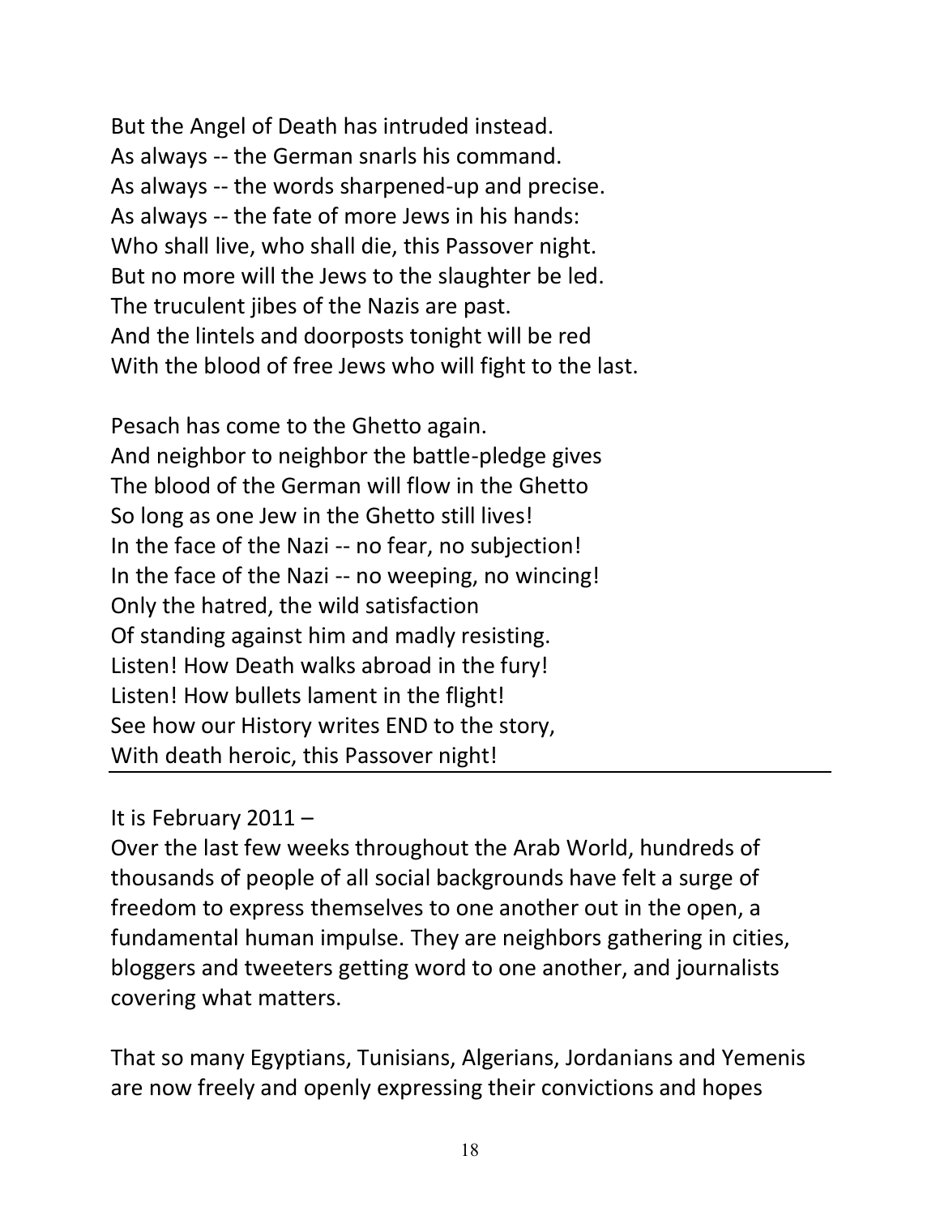But the Angel of Death has intruded instead.
As always -- the German snarls his command.
As always -- the words sharpened-up and precise.
As always -- the fate of more Jews in his hands:
Who shall live, who shall die, this Passover night.
But no more will the Jews to the slaughter be led.
The truculent jibes of the Nazis are past.
And the lintels and doorposts tonight will be red
With the blood of free Jews who will fight to the last.

Pesach has come to the Ghetto again.
And neighbor to neighbor the battle-pledge gives
The blood of the German will flow in the Ghetto
So long as one Jew in the Ghetto still lives!
In the face of the Nazi -- no fear, no subjection!
In the face of the Nazi -- no weeping, no wincing!
Only the hatred, the wild satisfaction
Of standing against him and madly resisting.
Listen! How Death walks abroad in the fury!
Listen! How bullets lament in the flight!
See how our History writes END to the story,
With death heroic, this Passover night!

---

It is February 2011 –
Over the last few weeks throughout the Arab World, hundreds of thousands of people of all social backgrounds have felt a surge of freedom to express themselves to one another out in the open, a fundamental human impulse. They are neighbors gathering in cities, bloggers and tweeters getting word to one another, and journalists covering what matters.

That so many Egyptians, Tunisians, Algerians, Jordanians and Yemenis are now freely and openly expressing their convictions and hopes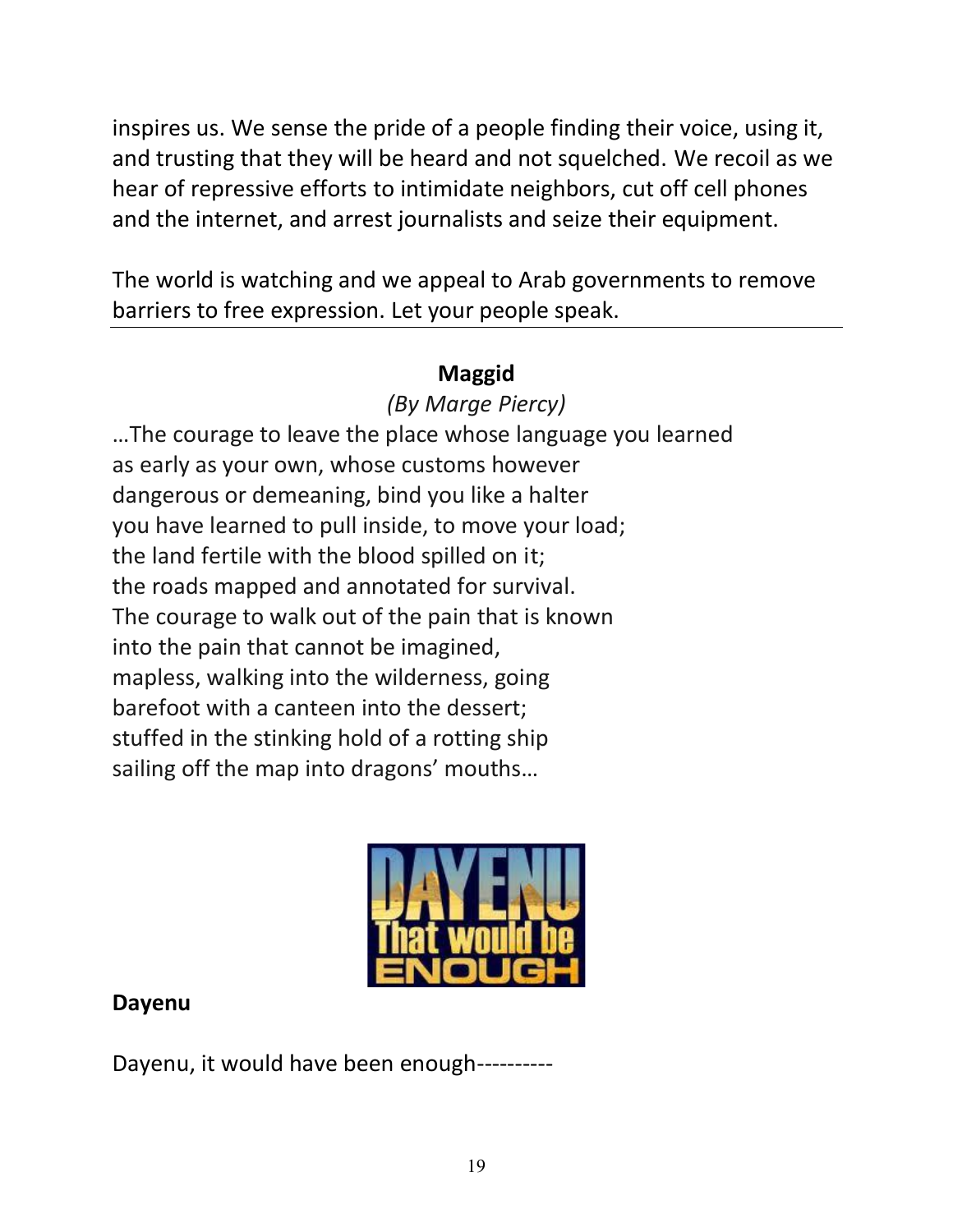inspires us. We sense the pride of a people finding their voice, using it, and trusting that they will be heard and not squelched. We recoil as we hear of repressive efforts to intimidate neighbors, cut off cell phones and the internet, and arrest journalists and seize their equipment.

The world is watching and we appeal to Arab governments to remove barriers to free expression. Let your people speak.

---

**Maggid**

*(By Marge Piercy)*

…The courage to leave the place whose language you learned
as early as your own, whose customs however
dangerous or demeaning, bind you like a halter
you have learned to pull inside, to move your load;
the land fertile with the blood spilled on it;
the roads mapped and annotated for survival.
The courage to walk out of the pain that is known
into the pain that cannot be imagined,
mapless, walking into the wilderness, going
barefoot with a canteen into the dessert;
stuffed in the stinking hold of a rotting ship
sailing off the map into dragons' mouths…

**Dayenu**

Dayenu, it would have been enough----------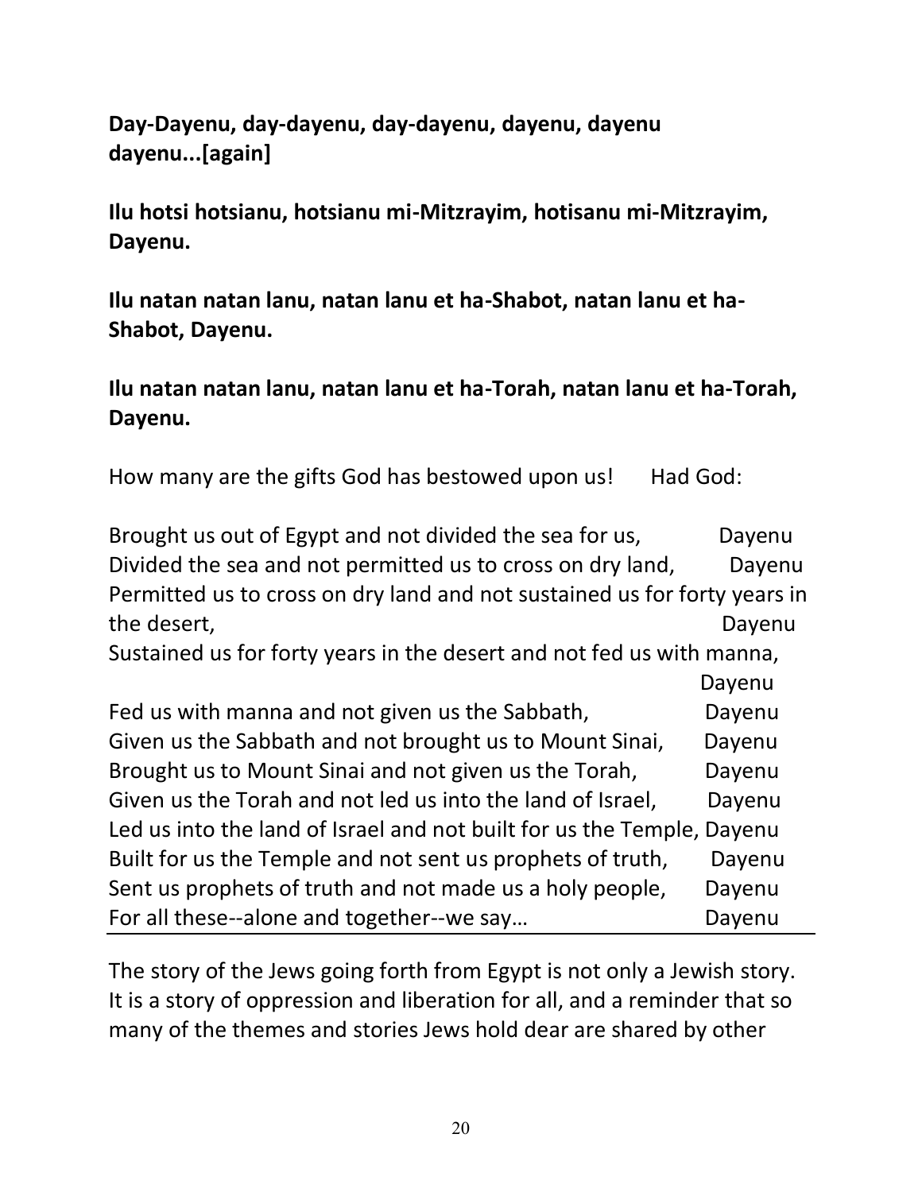**Day-Dayenu, day-dayenu, day-dayenu, dayenu, dayenu dayenu...[again]**

**Ilu hotsi hotsianu, hotsianu mi-Mitzrayim, hotisanu mi-Mitzrayim, Dayenu.**

**Ilu natan natan lanu, natan lanu et ha-Shabot, natan lanu et ha-Shabot, Dayenu.**

**Ilu natan natan lanu, natan lanu et ha-Torah, natan lanu et ha-Torah, Dayenu.**

How many are the gifts God has bestowed upon us!  Had God:

Brought us out of Egypt and not divided the sea for us, Dayenu
Divided the sea and not permitted us to cross on dry land, Dayenu
Permitted us to cross on dry land and not sustained us for forty years in the desert, Dayenu
Sustained us for forty years in the desert and not fed us with manna, Dayenu
Fed us with manna and not given us the Sabbath, Dayenu
Given us the Sabbath and not brought us to Mount Sinai, Dayenu
Brought us to Mount Sinai and not given us the Torah, Dayenu
Given us the Torah and not led us into the land of Israel, Dayenu
Led us into the land of Israel and not built for us the Temple, Dayenu
Built for us the Temple and not sent us prophets of truth, Dayenu
Sent us prophets of truth and not made us a holy people, Dayenu
For all these--alone and together--we say… Dayenu

---

The story of the Jews going forth from Egypt is not only a Jewish story. It is a story of oppression and liberation for all, and a reminder that so many of the themes and stories Jews hold dear are shared by other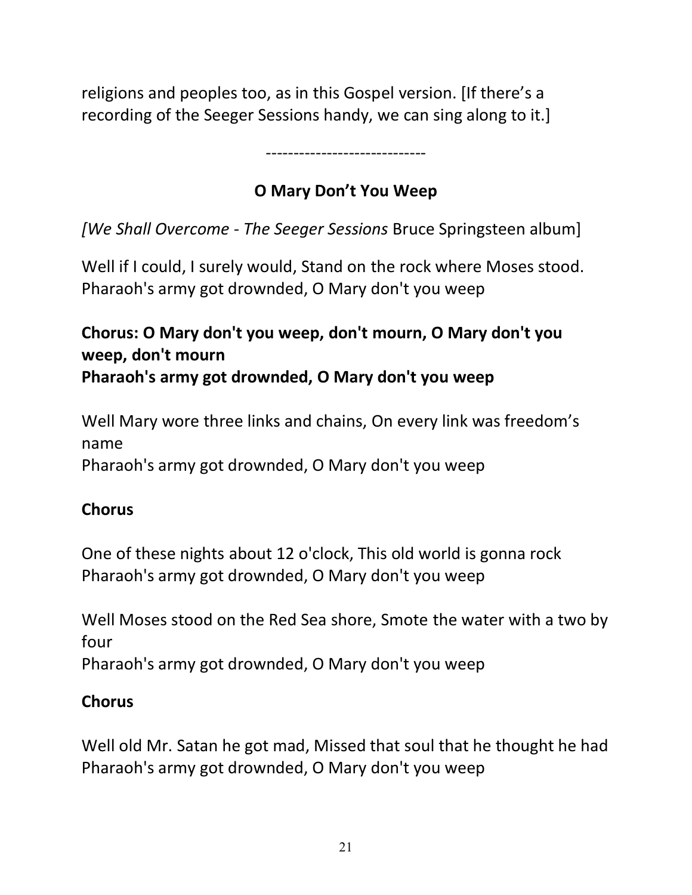religions and peoples too, as in this Gospel version. [If there's a recording of the Seeger Sessions handy, we can sing along to it.]

-----------------------------

## O Mary Don't You Weep

*[We Shall Overcome - The Seeger Sessions* Bruce Springsteen album]

Well if I could, I surely would, Stand on the rock where Moses stood.
Pharaoh's army got drownded, O Mary don't you weep

**Chorus: O Mary don't you weep, don't mourn, O Mary don't you weep, don't mourn**
**Pharaoh's army got drownded, O Mary don't you weep**

Well Mary wore three links and chains, On every link was freedom's name
Pharaoh's army got drownded, O Mary don't you weep

**Chorus**

One of these nights about 12 o'clock, This old world is gonna rock
Pharaoh's army got drownded, O Mary don't you weep

Well Moses stood on the Red Sea shore, Smote the water with a two by four
Pharaoh's army got drownded, O Mary don't you weep

**Chorus**

Well old Mr. Satan he got mad, Missed that soul that he thought he had
Pharaoh's army got drownded, O Mary don't you weep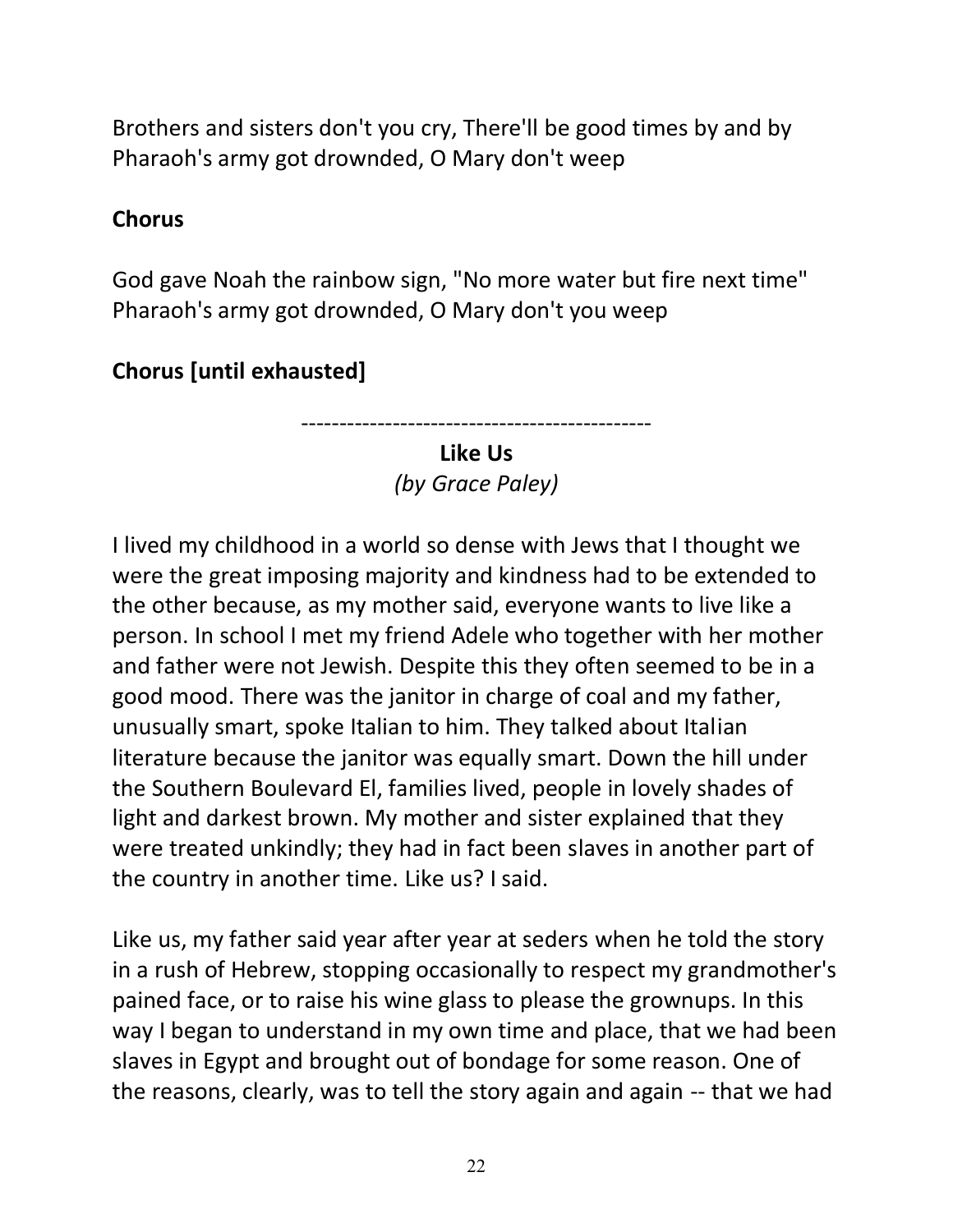Brothers and sisters don't you cry, There'll be good times by and by
Pharaoh's army got drownded, O Mary don't weep

**Chorus**

God gave Noah the rainbow sign, "No more water but fire next time"
Pharaoh's army got drownded, O Mary don't you weep

**Chorus [until exhausted]**

---

**Like Us**
*(by Grace Paley)*

I lived my childhood in a world so dense with Jews that I thought we were the great imposing majority and kindness had to be extended to the other because, as my mother said, everyone wants to live like a person. In school I met my friend Adele who together with her mother and father were not Jewish. Despite this they often seemed to be in a good mood. There was the janitor in charge of coal and my father, unusually smart, spoke Italian to him. They talked about Italian literature because the janitor was equally smart. Down the hill under the Southern Boulevard El, families lived, people in lovely shades of light and darkest brown. My mother and sister explained that they were treated unkindly; they had in fact been slaves in another part of the country in another time. Like us? I said.

Like us, my father said year after year at seders when he told the story in a rush of Hebrew, stopping occasionally to respect my grandmother's pained face, or to raise his wine glass to please the grownups. In this way I began to understand in my own time and place, that we had been slaves in Egypt and brought out of bondage for some reason. One of the reasons, clearly, was to tell the story again and again -- that we had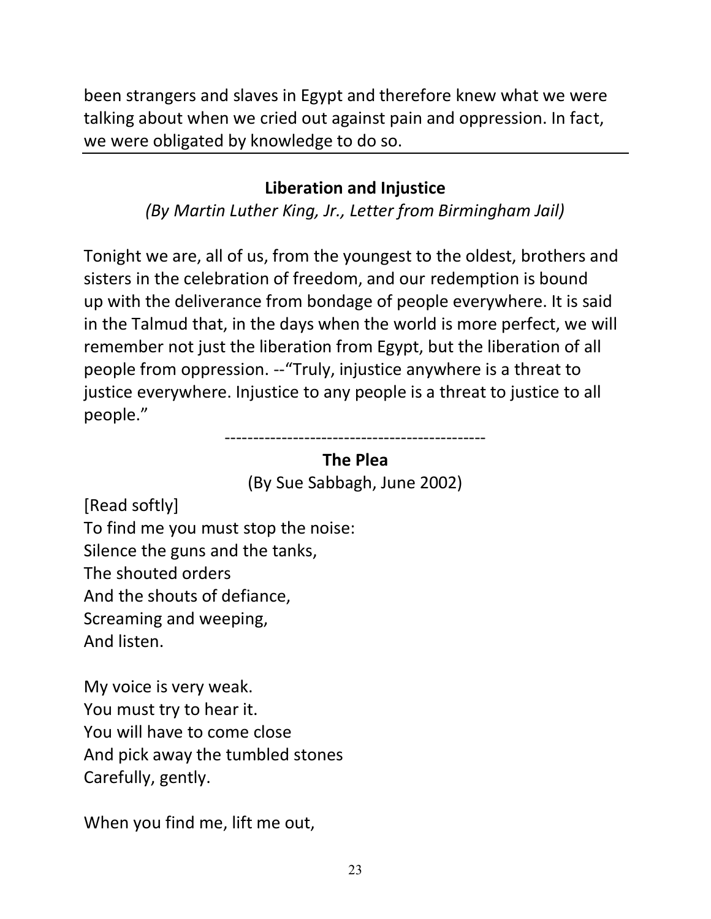been strangers and slaves in Egypt and therefore knew what we were talking about when we cried out against pain and oppression. In fact, we were obligated by knowledge to do so.

---

### Liberation and Injustice

*(By Martin Luther King, Jr., Letter from Birmingham Jail)*

Tonight we are, all of us, from the youngest to the oldest, brothers and sisters in the celebration of freedom, and our redemption is bound up with the deliverance from bondage of people everywhere. It is said in the Talmud that, in the days when the world is more perfect, we will remember not just the liberation from Egypt, but the liberation of all people from oppression. --"Truly, injustice anywhere is a threat to justice everywhere. Injustice to any people is a threat to justice to all people."

----------------------------------------------

### The Plea

(By Sue Sabbagh, June 2002)

[Read softly]  
To find me you must stop the noise:  
Silence the guns and the tanks,  
The shouted orders  
And the shouts of defiance,  
Screaming and weeping,  
And listen.

My voice is very weak.  
You must try to hear it.  
You will have to come close  
And pick away the tumbled stones  
Carefully, gently.

When you find me, lift me out,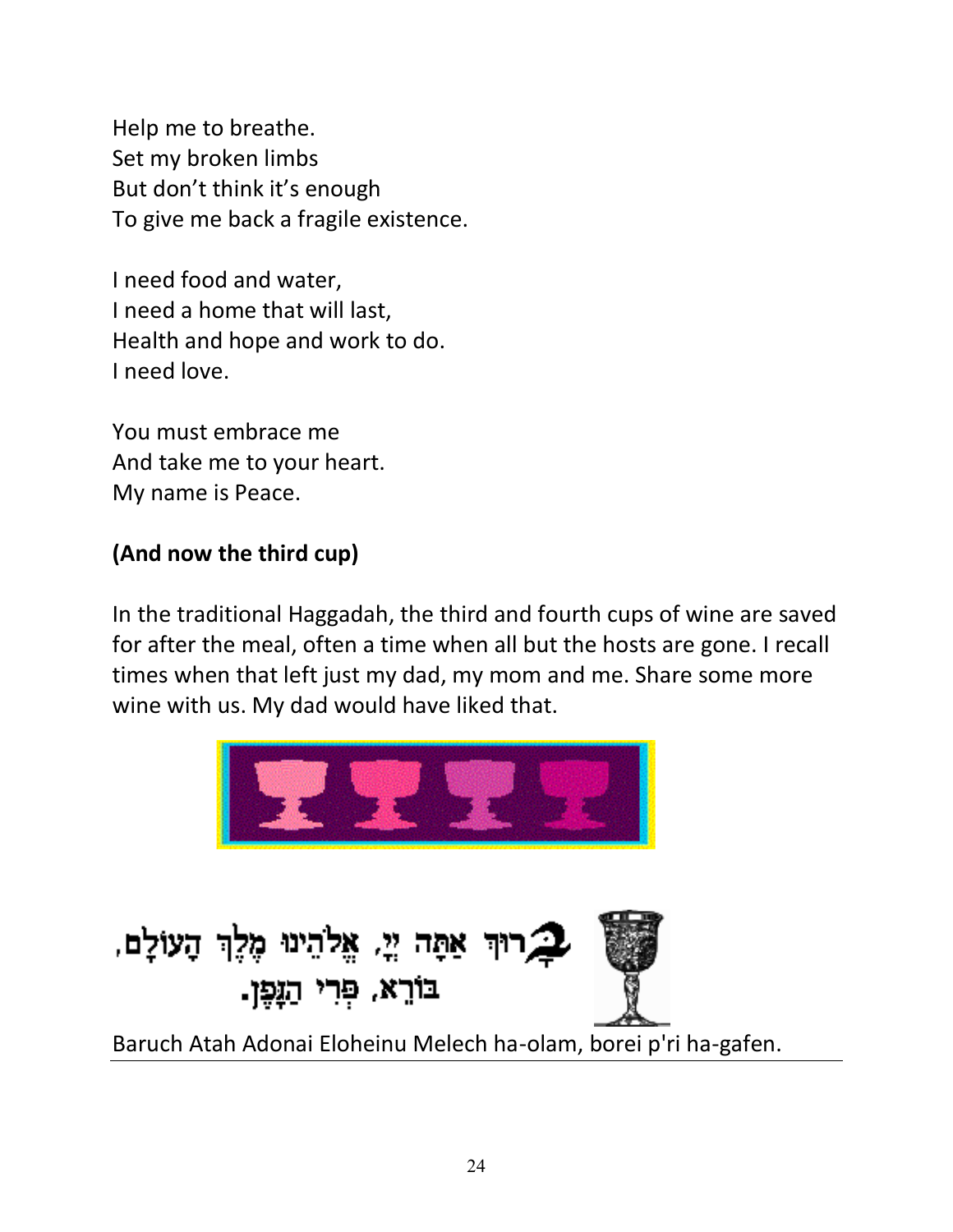Help me to breathe.
Set my broken limbs
But don't think it's enough
To give me back a fragile existence.

I need food and water,
I need a home that will last,
Health and hope and work to do.
I need love.

You must embrace me
And take me to your heart.
My name is Peace.

**(And now the third cup)**

In the traditional Haggadah, the third and fourth cups of wine are saved for after the meal, often a time when all but the hosts are gone. I recall times when that left just my dad, my mom and me. Share some more wine with us. My dad would have liked that.

בָּרוּךְ אַתָּה יְיָ, אֱלֹהֵינוּ מֶלֶךְ הָעוֹלָם,
בּוֹרֵא, פְּרִי הַגָּפֶן.

Baruch Atah Adonai Eloheinu Melech ha-olam, borei p'ri ha-gafen.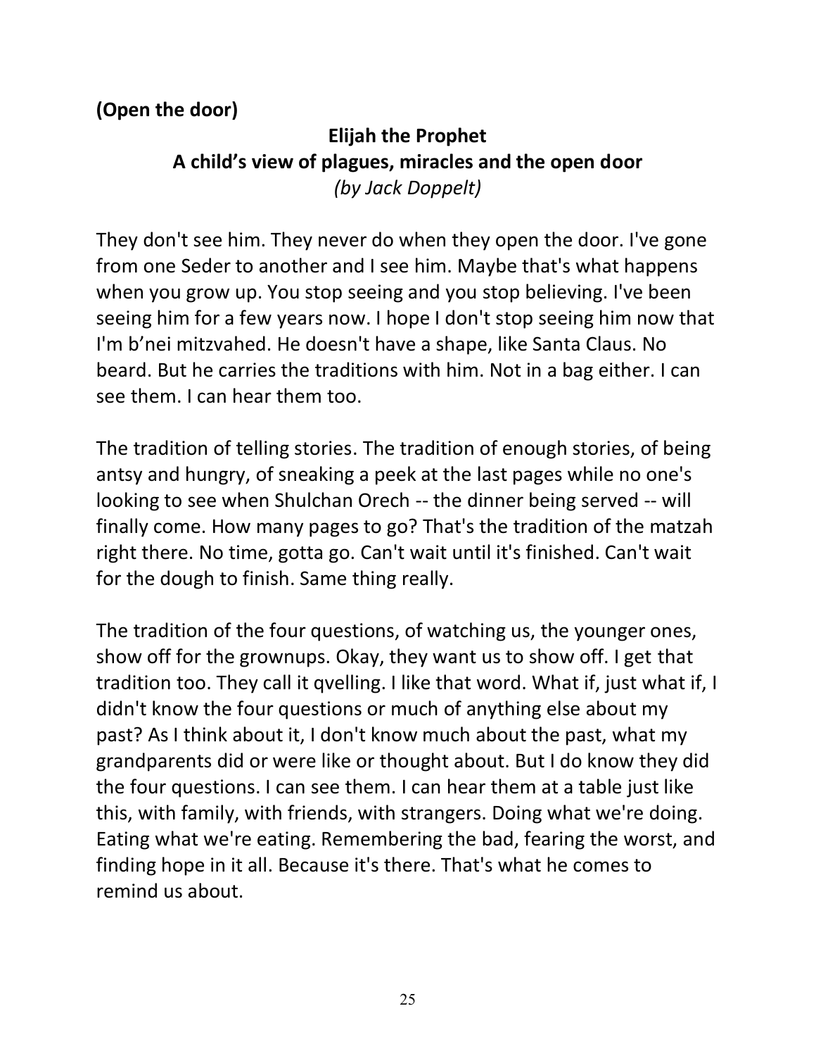**(Open the door)**

## Elijah the Prophet
## A child's view of plagues, miracles and the open door

*(by Jack Doppelt)*

They don't see him. They never do when they open the door. I've gone from one Seder to another and I see him. Maybe that's what happens when you grow up. You stop seeing and you stop believing. I've been seeing him for a few years now. I hope I don't stop seeing him now that I'm b'nei mitzvahed. He doesn't have a shape, like Santa Claus. No beard. But he carries the traditions with him. Not in a bag either. I can see them. I can hear them too.

The tradition of telling stories. The tradition of enough stories, of being antsy and hungry, of sneaking a peek at the last pages while no one's looking to see when Shulchan Orech -- the dinner being served -- will finally come. How many pages to go? That's the tradition of the matzah right there. No time, gotta go. Can't wait until it's finished. Can't wait for the dough to finish. Same thing really.

The tradition of the four questions, of watching us, the younger ones, show off for the grownups. Okay, they want us to show off. I get that tradition too. They call it qvelling. I like that word. What if, just what if, I didn't know the four questions or much of anything else about my past? As I think about it, I don't know much about the past, what my grandparents did or were like or thought about. But I do know they did the four questions. I can see them. I can hear them at a table just like this, with family, with friends, with strangers. Doing what we're doing. Eating what we're eating. Remembering the bad, fearing the worst, and finding hope in it all. Because it's there. That's what he comes to remind us about.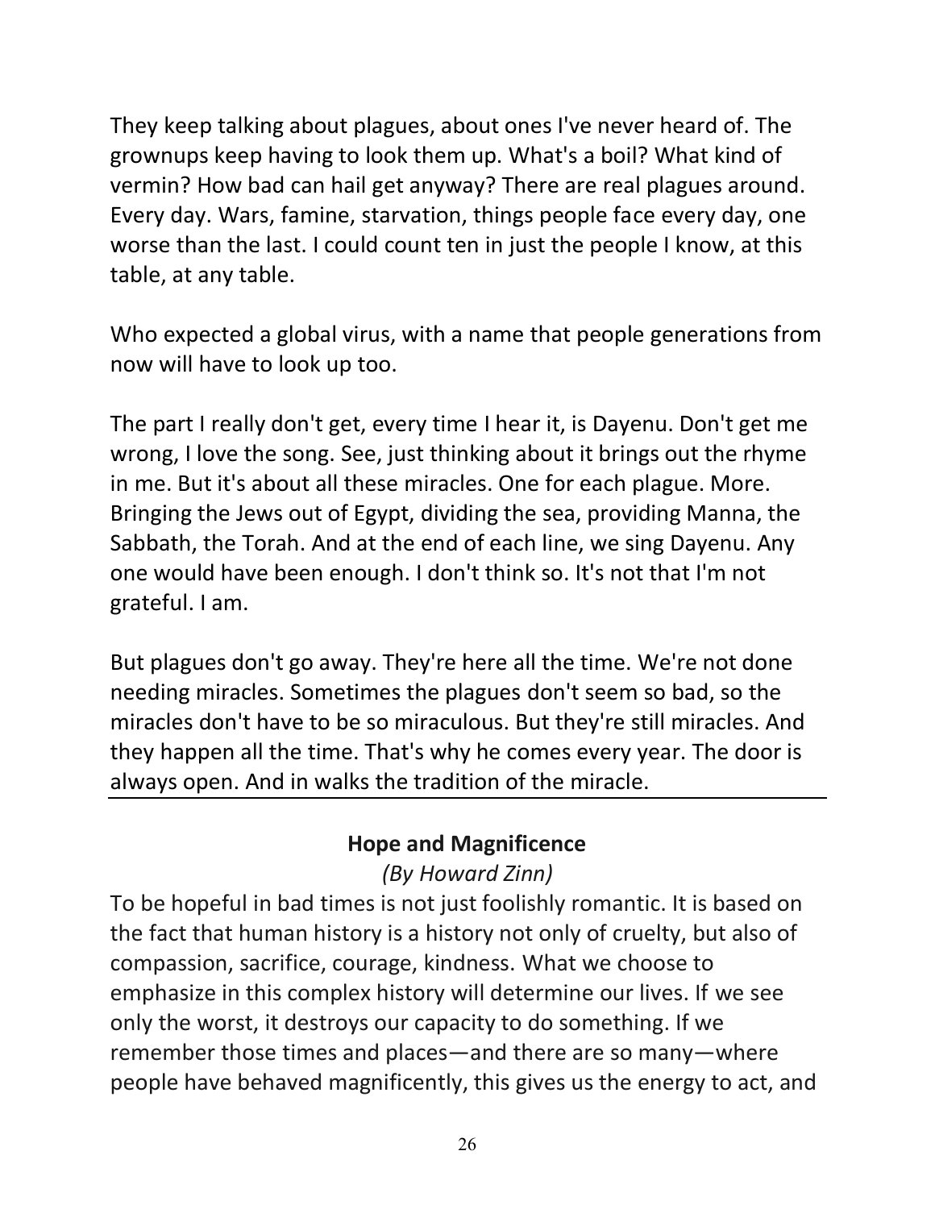They keep talking about plagues, about ones I've never heard of. The grownups keep having to look them up. What's a boil? What kind of vermin? How bad can hail get anyway? There are real plagues around. Every day. Wars, famine, starvation, things people face every day, one worse than the last. I could count ten in just the people I know, at this table, at any table.

Who expected a global virus, with a name that people generations from now will have to look up too.

The part I really don't get, every time I hear it, is Dayenu. Don't get me wrong, I love the song. See, just thinking about it brings out the rhyme in me. But it's about all these miracles. One for each plague. More. Bringing the Jews out of Egypt, dividing the sea, providing Manna, the Sabbath, the Torah. And at the end of each line, we sing Dayenu. Any one would have been enough. I don't think so. It's not that I'm not grateful. I am.

But plagues don't go away. They're here all the time. We're not done needing miracles. Sometimes the plagues don't seem so bad, so the miracles don't have to be so miraculous. But they're still miracles. And they happen all the time. That's why he comes every year. The door is always open. And in walks the tradition of the miracle.

---

### Hope and Magnificence

*(By Howard Zinn)*

To be hopeful in bad times is not just foolishly romantic. It is based on the fact that human history is a history not only of cruelty, but also of compassion, sacrifice, courage, kindness. What we choose to emphasize in this complex history will determine our lives. If we see only the worst, it destroys our capacity to do something. If we remember those times and places—and there are so many—where people have behaved magnificently, this gives us the energy to act, and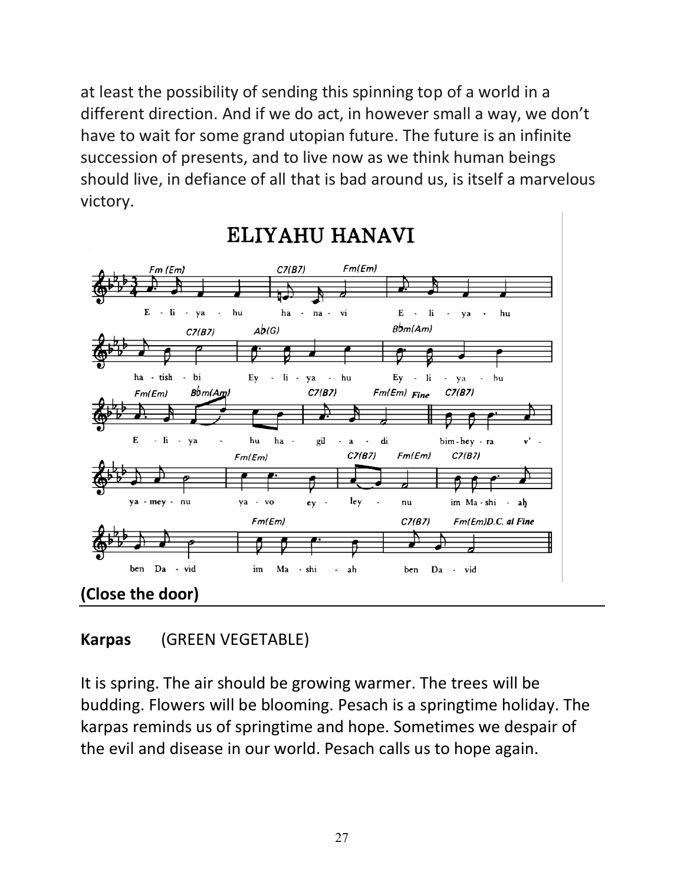at least the possibility of sending this spinning top of a world in a different direction. And if we do act, in however small a way, we don't have to wait for some grand utopian future. The future is an infinite succession of presents, and to live now as we think human beings should live, in defiance of all that is bad around us, is itself a marvelous victory.

## ELIYAHU HANAVI

**(Close the door)**

---

**Karpas** (GREEN VEGETABLE)

It is spring. The air should be growing warmer. The trees will be budding. Flowers will be blooming. Pesach is a springtime holiday. The karpas reminds us of springtime and hope. Sometimes we despair of the evil and disease in our world. Pesach calls us to hope again.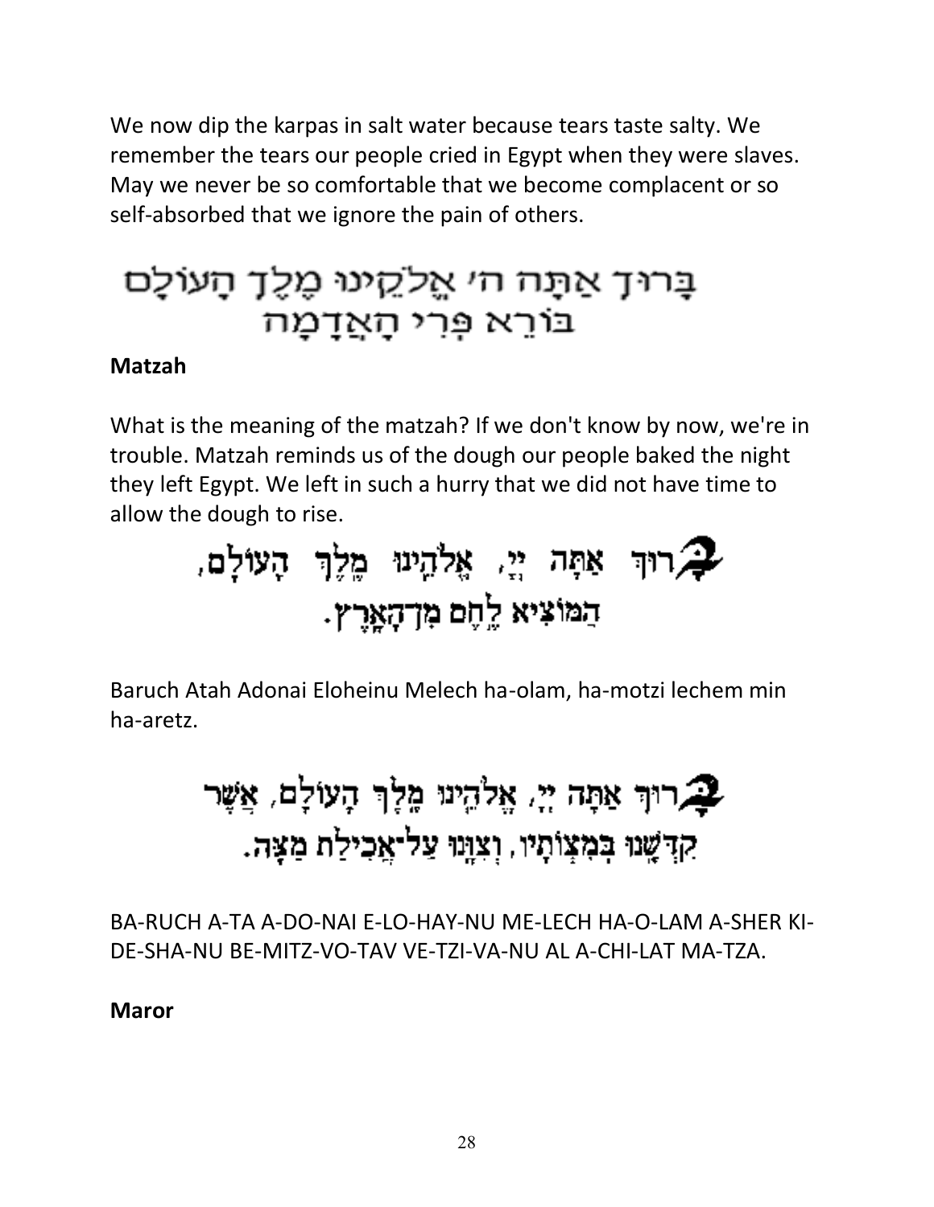We now dip the karpas in salt water because tears taste salty. We remember the tears our people cried in Egypt when they were slaves. May we never be so comfortable that we become complacent or so self-absorbed that we ignore the pain of others.

בָּרוּךְ אַתָּה ה׳ אֱלֹקֵינוּ מֶלֶךְ הָעוֹלָם
בּוֹרֵא פְּרִי הָאֲדָמָה

**Matzah**

What is the meaning of the matzah? If we don't know by now, we're in trouble. Matzah reminds us of the dough our people baked the night they left Egypt. We left in such a hurry that we did not have time to allow the dough to rise.

בָּרוּךְ אַתָּה יְיָ, אֱלֹהֵינוּ מֶלֶךְ הָעוֹלָם,
הַמּוֹצִיא לֶחֶם מִן הָאָרֶץ.

Baruch Atah Adonai Eloheinu Melech ha-olam, ha-motzi lechem min ha-aretz.

בָּרוּךְ אַתָּה יְיָ, אֱלֹהֵינוּ מֶלֶךְ הָעוֹלָם, אֲשֶׁר
קִדְּשָׁנוּ בְּמִצְוֹתָיו, וְצִוָּנוּ עַל אֲכִילַת מַצָּה.

BA-RUCH A-TA A-DO-NAI E-LO-HAY-NU ME-LECH HA-O-LAM A-SHER KI-DE-SHA-NU BE-MITZ-VO-TAV VE-TZI-VA-NU AL A-CHI-LAT MA-TZA.

**Maror**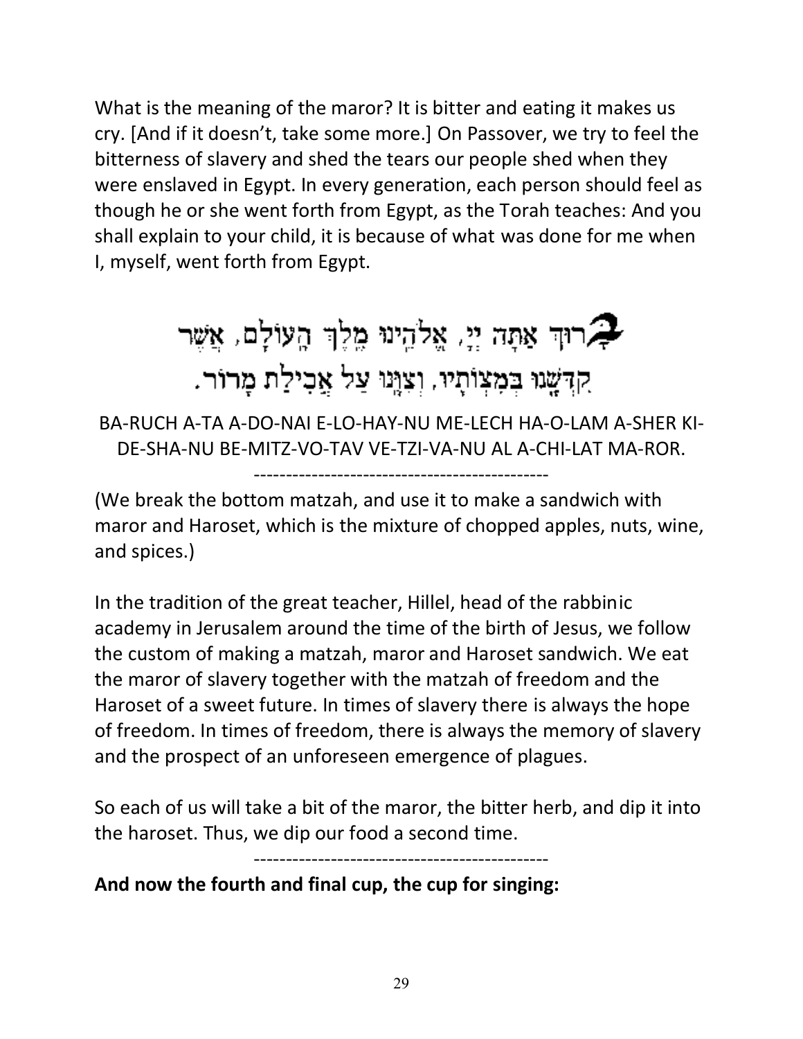What is the meaning of the maror? It is bitter and eating it makes us cry. [And if it doesn't, take some more.] On Passover, we try to feel the bitterness of slavery and shed the tears our people shed when they were enslaved in Egypt. In every generation, each person should feel as though he or she went forth from Egypt, as the Torah teaches: And you shall explain to your child, it is because of what was done for me when I, myself, went forth from Egypt.

בָּרוּךְ אַתָּה יְיָ, אֱלֹהֵינוּ מֶלֶךְ הָעוֹלָם, אֲשֶׁר קִדְּשָׁנוּ בְּמִצְוֹתָיו, וְצִוָּנוּ עַל אֲכִילַת מָרוֹר.

BA-RUCH A-TA A-DO-NAI E-LO-HAY-NU ME-LECH HA-O-LAM A-SHER KI-DE-SHA-NU BE-MITZ-VO-TAV VE-TZI-VA-NU AL A-CHI-LAT MA-ROR.

----------------------------------------------

(We break the bottom matzah, and use it to make a sandwich with maror and Haroset, which is the mixture of chopped apples, nuts, wine, and spices.)

In the tradition of the great teacher, Hillel, head of the rabbinic academy in Jerusalem around the time of the birth of Jesus, we follow the custom of making a matzah, maror and Haroset sandwich. We eat the maror of slavery together with the matzah of freedom and the Haroset of a sweet future. In times of slavery there is always the hope of freedom. In times of freedom, there is always the memory of slavery and the prospect of an unforeseen emergence of plagues.

So each of us will take a bit of the maror, the bitter herb, and dip it into the haroset. Thus, we dip our food a second time.

----------------------------------------------

**And now the fourth and final cup, the cup for singing:**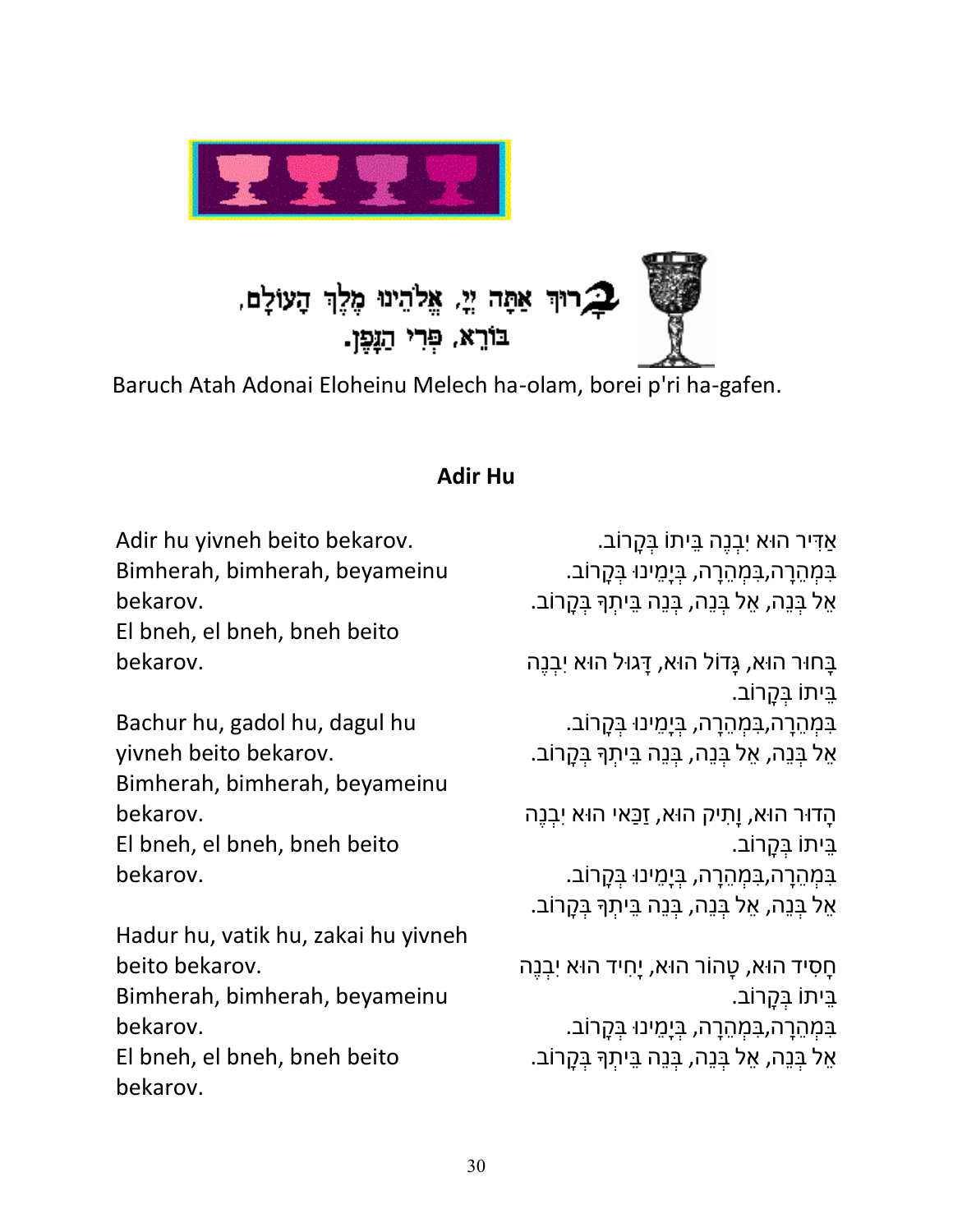בָּרוּךְ אַתָּה יְיָ, אֱלֹהֵינוּ מֶלֶךְ הָעוֹלָם, בּוֹרֵא, פְּרִי הַגָּפֶן.

Baruch Atah Adonai Eloheinu Melech ha-olam, borei p'ri ha-gafen.

**Adir Hu**

Adir hu yivneh beito bekarov.
Bimherah, bimherah, beyameinu bekarov.
El bneh, el bneh, bneh beito bekarov.

Bachur hu, gadol hu, dagul hu yivneh beito bekarov.
Bimherah, bimherah, beyameinu bekarov.
El bneh, el bneh, bneh beito bekarov.

Hadur hu, vatik hu, zakai hu yivneh beito bekarov.
Bimherah, bimherah, beyameinu bekarov.
El bneh, el bneh, bneh beito bekarov.

אַדִּיר הוּא יִבְנֶה בֵּיתוֹ בְּקָרוֹב.
בִּמְהֵרָה,בִּמְהֵרָה, בְּיָמֵינוּ בְּקָרוֹב.
אֵל בְּנֵה, אֵל בְּנֵה, בְּנֵה בֵּיתְךָ בְּקָרוֹב.

בָּחוּר הוּא, גָּדוֹל הוּא, דָּגוּל הוּא יִבְנֶה בֵּיתוֹ בְּקָרוֹב.
בִּמְהֵרָה,בִּמְהֵרָה, בְּיָמֵינוּ בְּקָרוֹב.
אֵל בְּנֵה, אֵל בְּנֵה, בְּנֵה בֵּיתְךָ בְּקָרוֹב.

הָדוּר הוּא, וָתִיק הוּא, זַכַּאי הוּא יִבְנֶה בֵּיתוֹ בְּקָרוֹב.
בִּמְהֵרָה,בִּמְהֵרָה, בְּיָמֵינוּ בְּקָרוֹב.
אֵל בְּנֵה, אֵל בְּנֵה, בְּנֵה בֵּיתְךָ בְּקָרוֹב.

חָסִיד הוּא, טָהוֹר הוּא, יָחִיד הוּא יִבְנֶה בֵּיתוֹ בְּקָרוֹב.
בִּמְהֵרָה,בִּמְהֵרָה, בְּיָמֵינוּ בְּקָרוֹב.
אֵל בְּנֵה, אֵל בְּנֵה, בְּנֵה בֵּיתְךָ בְּקָרוֹב.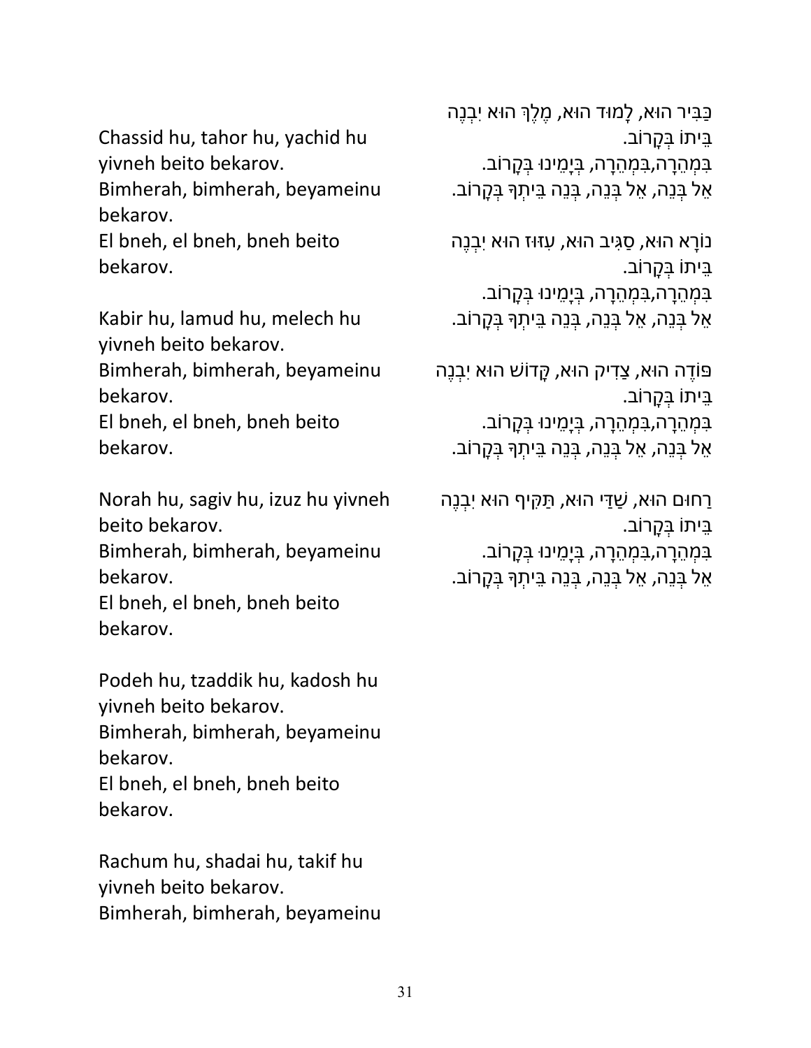Chassid hu, tahor hu, yachid hu yivneh beito bekarov.
Bimherah, bimherah, beyameinu bekarov.
El bneh, el bneh, bneh beito bekarov.

Kabir hu, lamud hu, melech hu yivneh beito bekarov.
Bimherah, bimherah, beyameinu bekarov.
El bneh, el bneh, bneh beito bekarov.

Norah hu, sagiv hu, izuz hu yivneh beito bekarov.
Bimherah, bimherah, beyameinu bekarov.
El bneh, el bneh, bneh beito bekarov.

Podeh hu, tzaddik hu, kadosh hu yivneh beito bekarov.
Bimherah, bimherah, beyameinu bekarov.
El bneh, el bneh, bneh beito bekarov.

Rachum hu, shadai hu, takif hu yivneh beito bekarov.
Bimherah, bimherah, beyameinu

כַּבִּיר הוּא, לָמוּד הוּא, מֶלֶךְ הוּא יִבְנֶה בֵּיתוֹ בְּקָרוֹב.
בִּמְהֵרָה,בִּמְהֵרָה, בְּיָמֵינוּ בְּקָרוֹב.
אֵל בְּנֵה, אֵל בְּנֵה, בְּנֵה בֵּיתְךָ בְּקָרוֹב.

נוֹרָא הוּא, סַגִּיב הוּא, עִזּוּז הוּא יִבְנֶה בֵּיתוֹ בְּקָרוֹב.
בִּמְהֵרָה,בִּמְהֵרָה, בְּיָמֵינוּ בְּקָרוֹב.
אֵל בְּנֵה, אֵל בְּנֵה, בְּנֵה בֵּיתְךָ בְּקָרוֹב.

פּוֹדֶה הוּא, צַדִּיק הוּא, קָדוֹשׁ הוּא יִבְנֶה בֵּיתוֹ בְּקָרוֹב.
בִּמְהֵרָה,בִּמְהֵרָה, בְּיָמֵינוּ בְּקָרוֹב.
אֵל בְּנֵה, אֵל בְּנֵה, בְּנֵה בֵּיתְךָ בְּקָרוֹב.

רַחוּם הוּא, שַׁדַּי הוּא, תַּקִּיף הוּא יִבְנֶה בֵּיתוֹ בְּקָרוֹב.
בִּמְהֵרָה,בִּמְהֵרָה, בְּיָמֵינוּ בְּקָרוֹב.
אֵל בְּנֵה, אֵל בְּנֵה, בְּנֵה בֵּיתְךָ בְּקָרוֹב.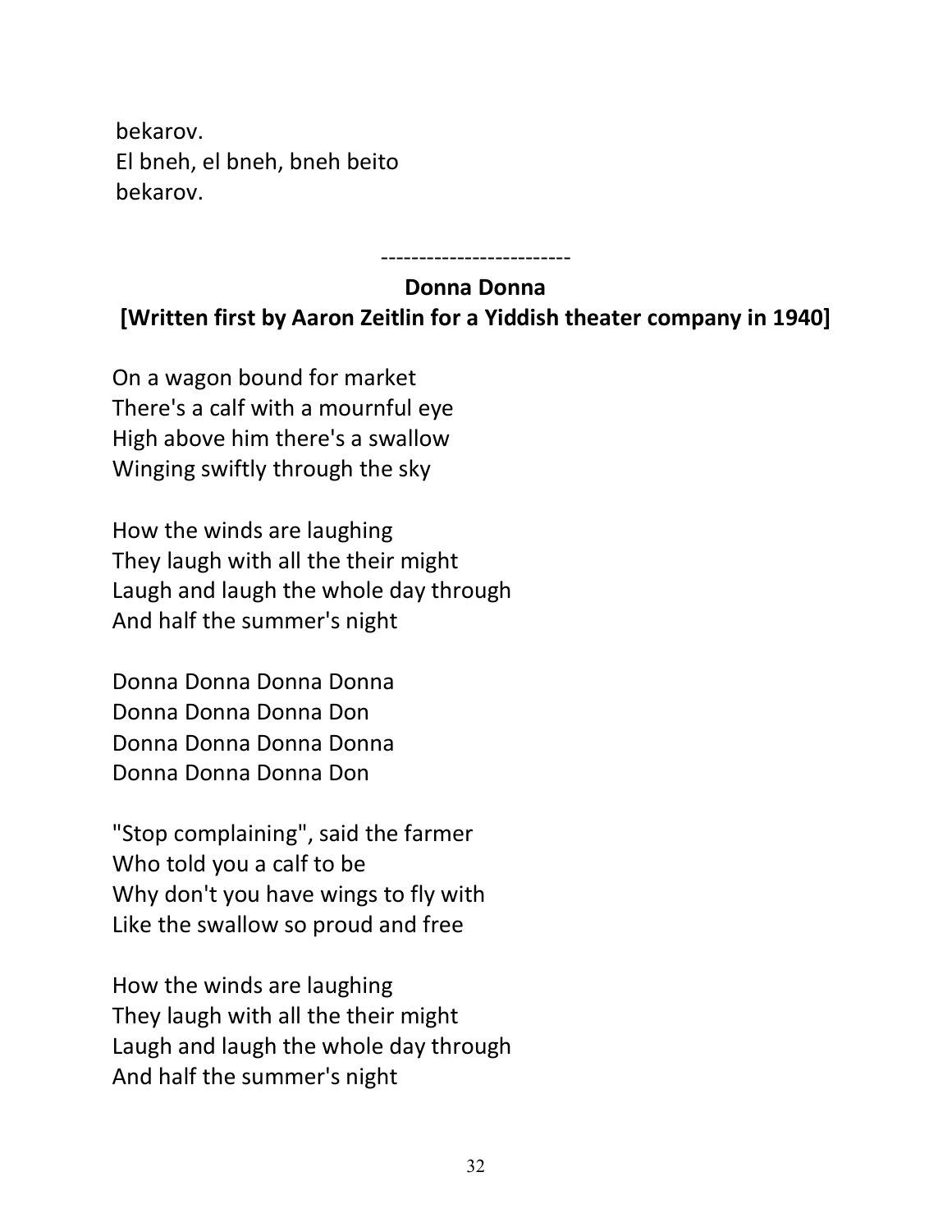bekarov.
El bneh, el bneh, bneh beito
bekarov.

-------------------------

**Donna Donna**

**[Written first by Aaron Zeitlin for a Yiddish theater company in 1940]**

On a wagon bound for market
There's a calf with a mournful eye
High above him there's a swallow
Winging swiftly through the sky

How the winds are laughing
They laugh with all the their might
Laugh and laugh the whole day through
And half the summer's night

Donna Donna Donna Donna
Donna Donna Donna Don
Donna Donna Donna Donna
Donna Donna Donna Don

"Stop complaining", said the farmer
Who told you a calf to be
Why don't you have wings to fly with
Like the swallow so proud and free

How the winds are laughing
They laugh with all the their might
Laugh and laugh the whole day through
And half the summer's night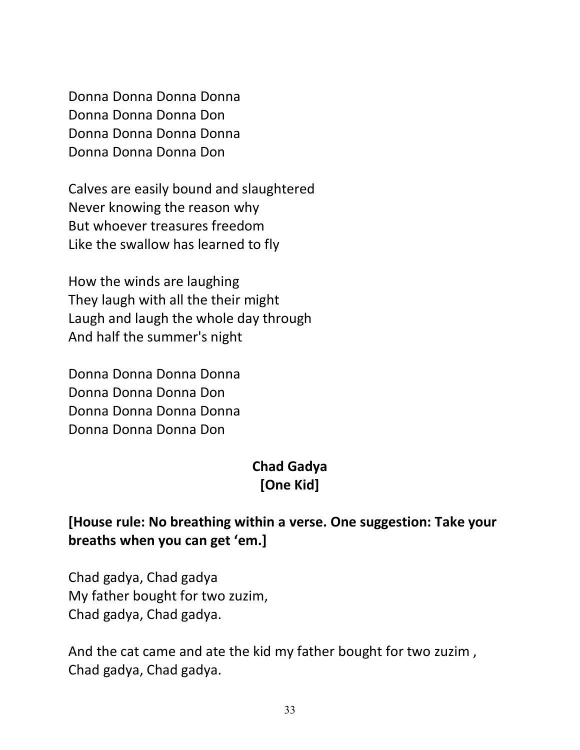Donna Donna Donna Donna
Donna Donna Donna Don
Donna Donna Donna Donna
Donna Donna Donna Don

Calves are easily bound and slaughtered
Never knowing the reason why
But whoever treasures freedom
Like the swallow has learned to fly

How the winds are laughing
They laugh with all the their might
Laugh and laugh the whole day through
And half the summer's night

Donna Donna Donna Donna
Donna Donna Donna Don
Donna Donna Donna Donna
Donna Donna Donna Don

## Chad Gadya
## [One Kid]

**[House rule: No breathing within a verse. One suggestion: Take your breaths when you can get 'em.]**

Chad gadya, Chad gadya
My father bought for two zuzim,
Chad gadya, Chad gadya.

And the cat came and ate the kid my father bought for two zuzim ,
Chad gadya, Chad gadya.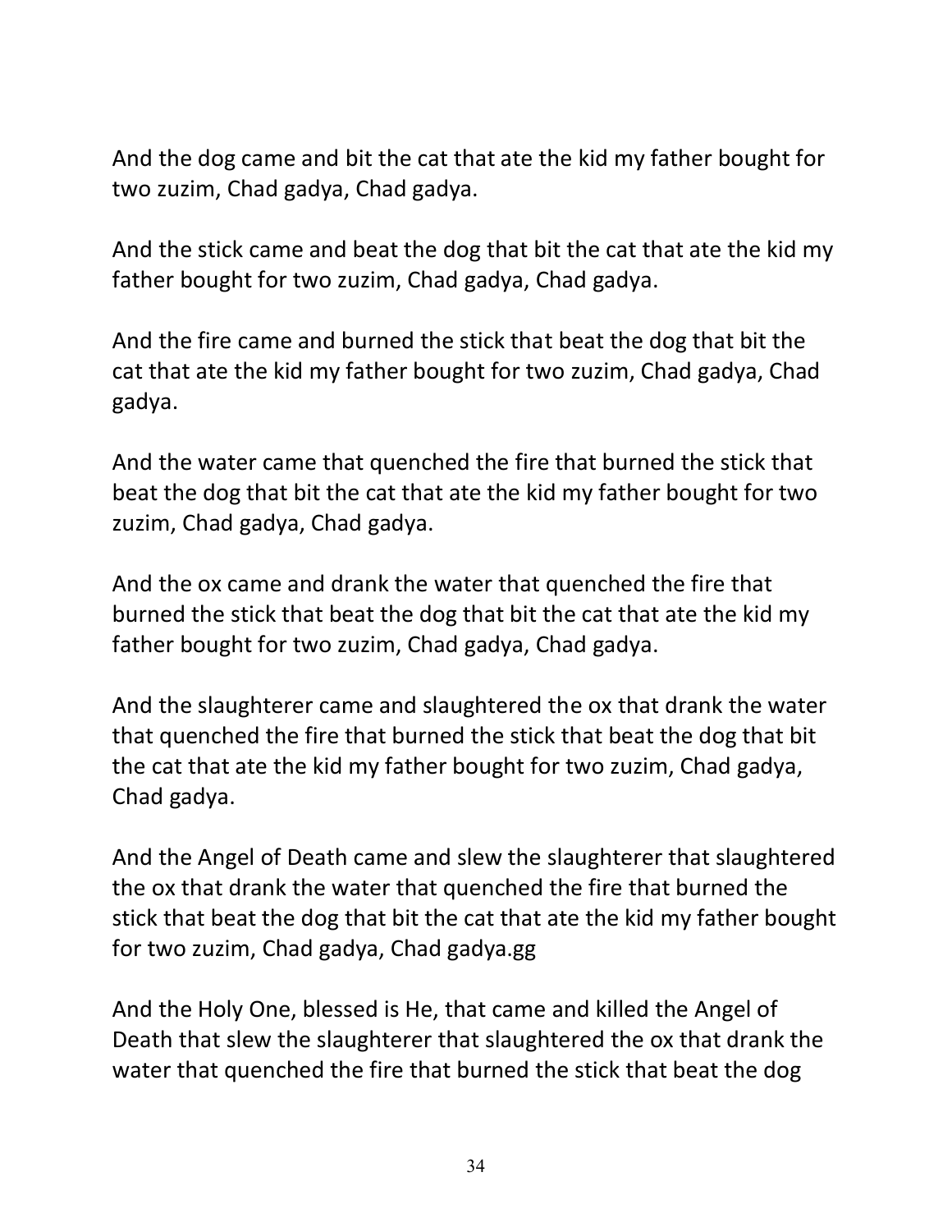And the dog came and bit the cat that ate the kid my father bought for two zuzim, Chad gadya, Chad gadya.

And the stick came and beat the dog that bit the cat that ate the kid my father bought for two zuzim, Chad gadya, Chad gadya.

And the fire came and burned the stick that beat the dog that bit the cat that ate the kid my father bought for two zuzim, Chad gadya, Chad gadya.

And the water came that quenched the fire that burned the stick that beat the dog that bit the cat that ate the kid my father bought for two zuzim, Chad gadya, Chad gadya.

And the ox came and drank the water that quenched the fire that burned the stick that beat the dog that bit the cat that ate the kid my father bought for two zuzim, Chad gadya, Chad gadya.

And the slaughterer came and slaughtered the ox that drank the water that quenched the fire that burned the stick that beat the dog that bit the cat that ate the kid my father bought for two zuzim, Chad gadya, Chad gadya.

And the Angel of Death came and slew the slaughterer that slaughtered the ox that drank the water that quenched the fire that burned the stick that beat the dog that bit the cat that ate the kid my father bought for two zuzim, Chad gadya, Chad gadya.gg

And the Holy One, blessed is He, that came and killed the Angel of Death that slew the slaughterer that slaughtered the ox that drank the water that quenched the fire that burned the stick that beat the dog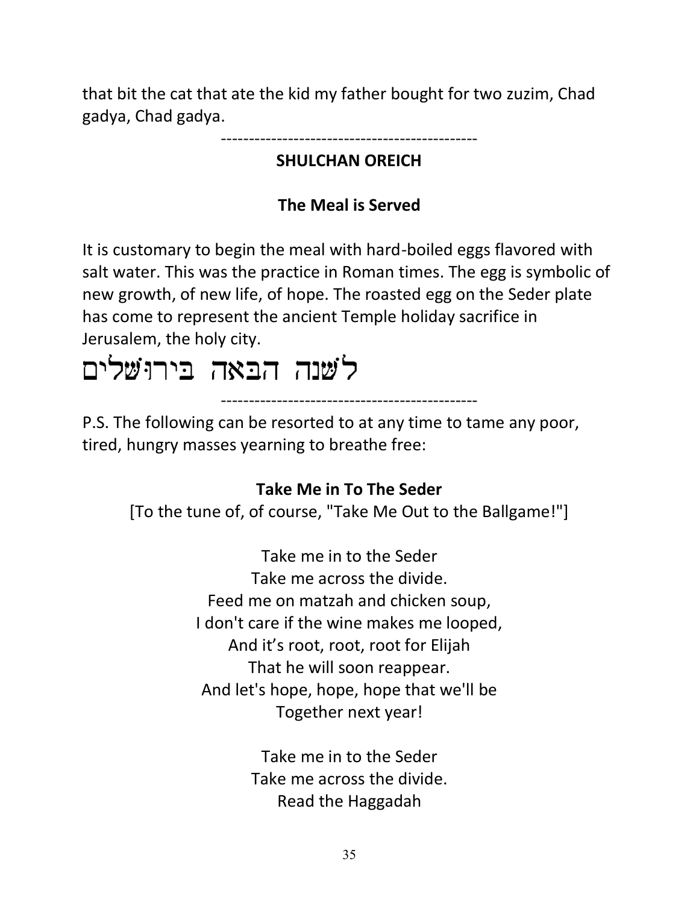that bit the cat that ate the kid my father bought for two zuzim, Chad gadya, Chad gadya.

---

## SHULCHAN OREICH

### The Meal is Served

It is customary to begin the meal with hard-boiled eggs flavored with salt water. This was the practice in Roman times. The egg is symbolic of new growth, of new life, of hope. The roasted egg on the Seder plate has come to represent the ancient Temple holiday sacrifice in Jerusalem, the holy city.

# לשנה הבאה בירושלים

---

P.S. The following can be resorted to at any time to tame any poor, tired, hungry masses yearning to breathe free:

### Take Me in To The Seder

[To the tune of, of course, "Take Me Out to the Ballgame!"]

Take me in to the Seder
Take me across the divide.
Feed me on matzah and chicken soup,
I don't care if the wine makes me looped,
And it’s root, root, root for Elijah
That he will soon reappear.
And let's hope, hope, hope that we'll be
Together next year!

Take me in to the Seder
Take me across the divide.
Read the Haggadah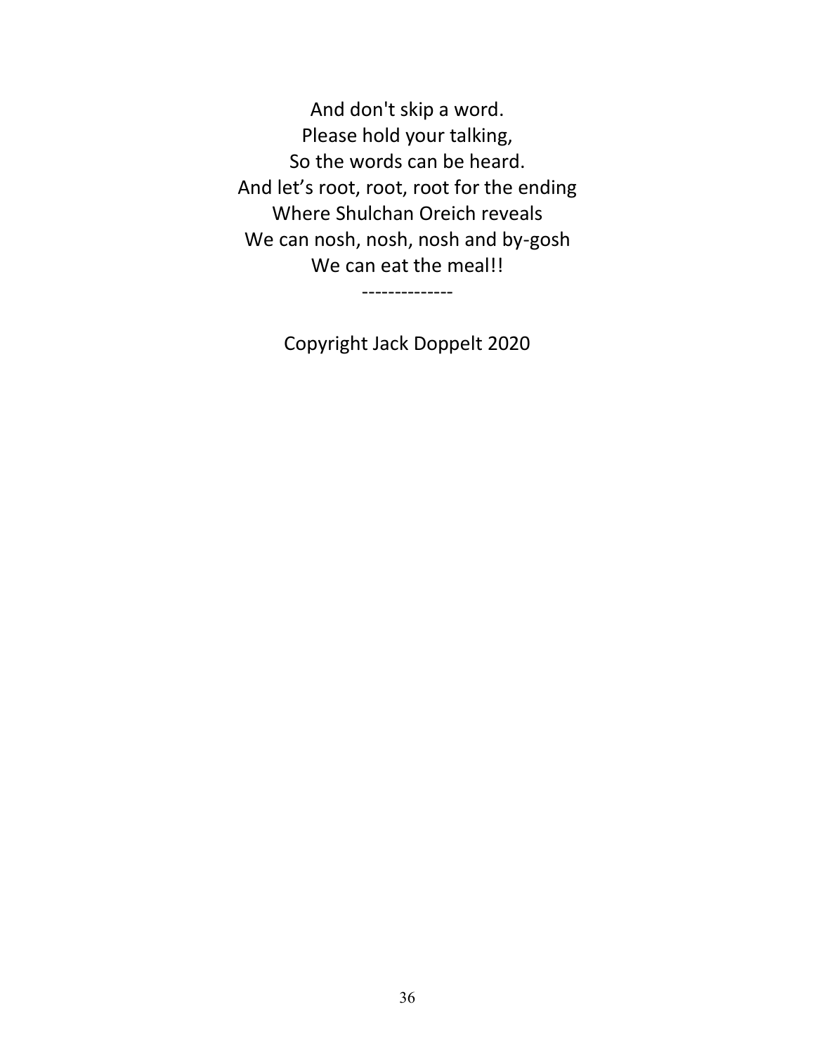And don't skip a word.  
Please hold your talking,  
So the words can be heard.  
And let's root, root, root for the ending  
Where Shulchan Oreich reveals  
We can nosh, nosh, nosh and by-gosh  
We can eat the meal!!

--------------

Copyright Jack Doppelt 2020